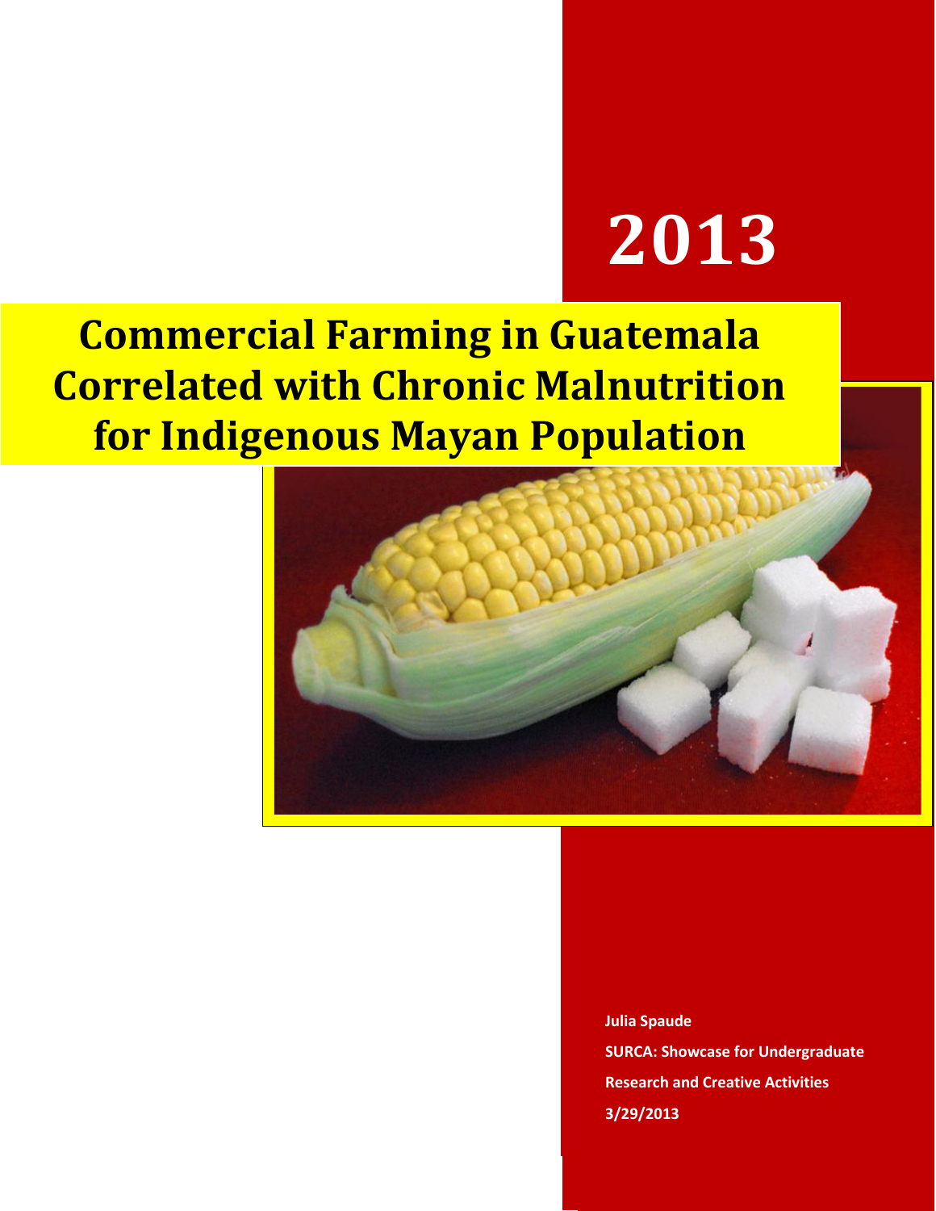**2013**

# Commercial Farming in Guatemala Correlated with Chronic Malnutrition for Indigenous Mayan Population

**Julia Spaude**

**SURCA: Showcase for Undergraduate Research and Creative Activities**

**3/29/2013**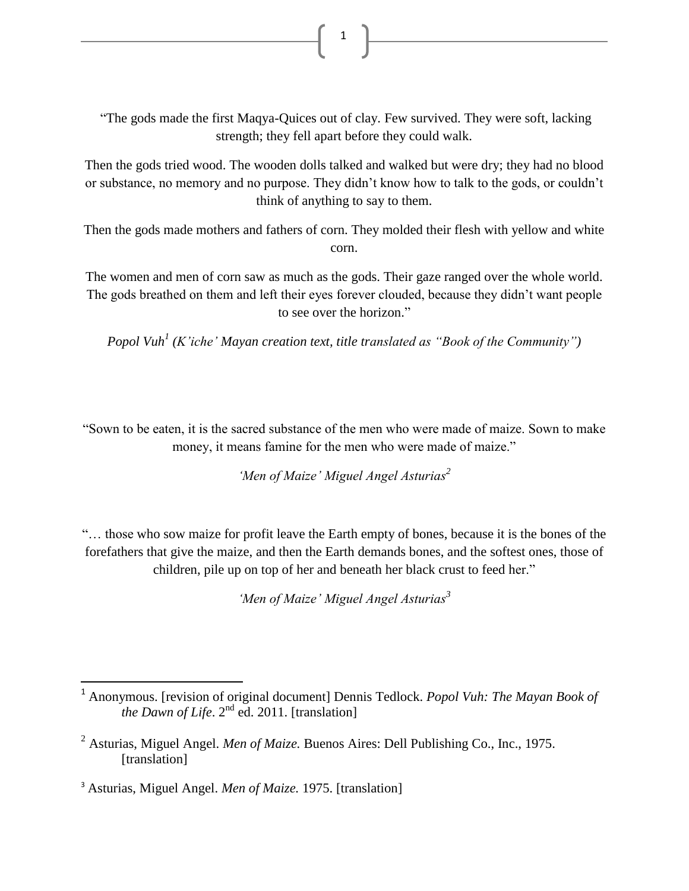"The gods made the first Maqya-Quices out of clay. Few survived. They were soft, lacking strength; they fell apart before they could walk.

Then the gods tried wood. The wooden dolls talked and walked but were dry; they had no blood or substance, no memory and no purpose. They didn't know how to talk to the gods, or couldn't think of anything to say to them.

Then the gods made mothers and fathers of corn. They molded their flesh with yellow and white corn.

The women and men of corn saw as much as the gods. Their gaze ranged over the whole world. The gods breathed on them and left their eyes forever clouded, because they didn't want people to see over the horizon."

*Popol Vuh*[1] *(K'iche' Mayan creation text, title translated as "Book of the Community")*

"Sown to be eaten, it is the sacred substance of the men who were made of maize. Sown to make money, it means famine for the men who were made of maize."

*'Men of Maize' Miguel Angel Asturias*[2]

"… those who sow maize for profit leave the Earth empty of bones, because it is the bones of the forefathers that give the maize, and then the Earth demands bones, and the softest ones, those of children, pile up on top of her and beneath her black crust to feed her."

*'Men of Maize' Miguel Angel Asturias*[3]

---

[1] Anonymous. [revision of original document] Dennis Tedlock. *Popol Vuh: The Mayan Book of the Dawn of Life*. 2nd ed. 2011. [translation]

[2] Asturias, Miguel Angel. *Men of Maize.* Buenos Aires: Dell Publishing Co., Inc., 1975. [translation]

[3] Asturias, Miguel Angel. *Men of Maize.* 1975. [translation]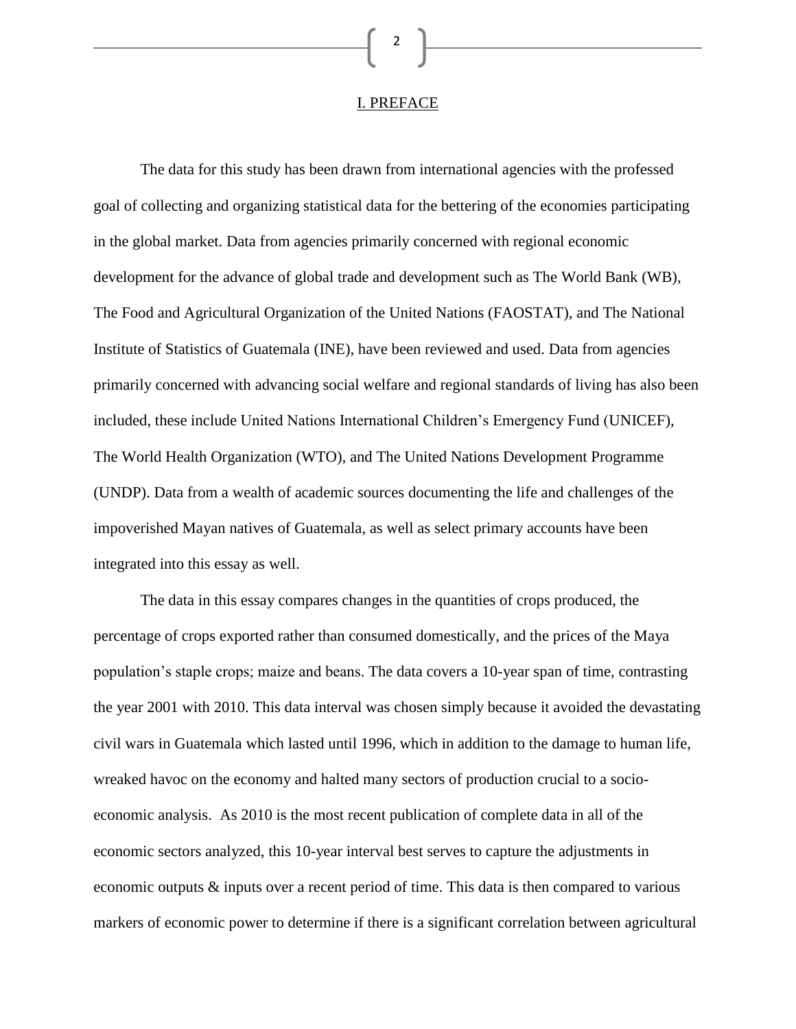## I. PREFACE

The data for this study has been drawn from international agencies with the professed goal of collecting and organizing statistical data for the bettering of the economies participating in the global market. Data from agencies primarily concerned with regional economic development for the advance of global trade and development such as The World Bank (WB), The Food and Agricultural Organization of the United Nations (FAOSTAT), and The National Institute of Statistics of Guatemala (INE), have been reviewed and used. Data from agencies primarily concerned with advancing social welfare and regional standards of living has also been included, these include United Nations International Children's Emergency Fund (UNICEF), The World Health Organization (WTO), and The United Nations Development Programme (UNDP). Data from a wealth of academic sources documenting the life and challenges of the impoverished Mayan natives of Guatemala, as well as select primary accounts have been integrated into this essay as well.

The data in this essay compares changes in the quantities of crops produced, the percentage of crops exported rather than consumed domestically, and the prices of the Maya population's staple crops; maize and beans. The data covers a 10-year span of time, contrasting the year 2001 with 2010. This data interval was chosen simply because it avoided the devastating civil wars in Guatemala which lasted until 1996, which in addition to the damage to human life, wreaked havoc on the economy and halted many sectors of production crucial to a socio-economic analysis. As 2010 is the most recent publication of complete data in all of the economic sectors analyzed, this 10-year interval best serves to capture the adjustments in economic outputs & inputs over a recent period of time. This data is then compared to various markers of economic power to determine if there is a significant correlation between agricultural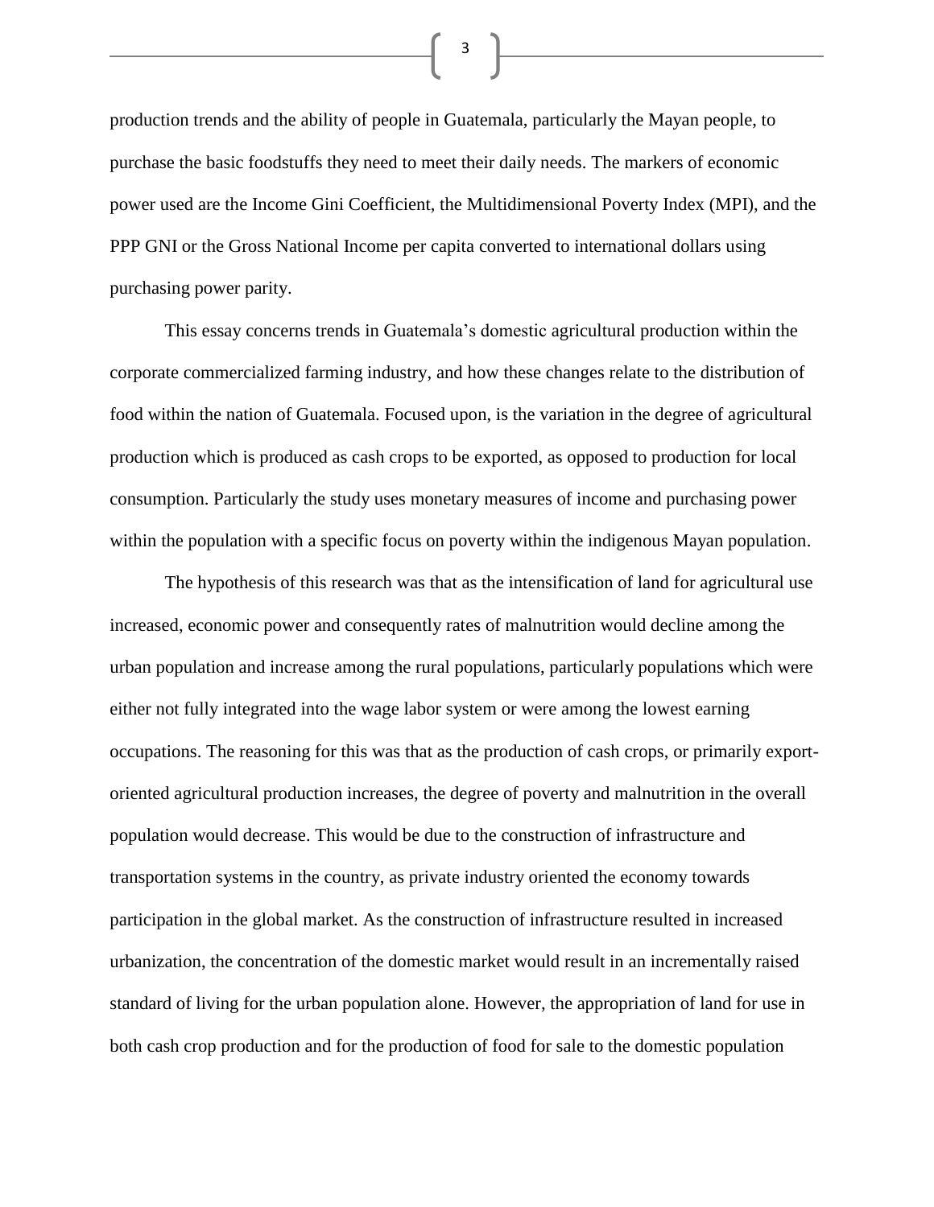production trends and the ability of people in Guatemala, particularly the Mayan people, to purchase the basic foodstuffs they need to meet their daily needs. The markers of economic power used are the Income Gini Coefficient, the Multidimensional Poverty Index (MPI), and the PPP GNI or the Gross National Income per capita converted to international dollars using purchasing power parity.

This essay concerns trends in Guatemala's domestic agricultural production within the corporate commercialized farming industry, and how these changes relate to the distribution of food within the nation of Guatemala. Focused upon, is the variation in the degree of agricultural production which is produced as cash crops to be exported, as opposed to production for local consumption. Particularly the study uses monetary measures of income and purchasing power within the population with a specific focus on poverty within the indigenous Mayan population.

The hypothesis of this research was that as the intensification of land for agricultural use increased, economic power and consequently rates of malnutrition would decline among the urban population and increase among the rural populations, particularly populations which were either not fully integrated into the wage labor system or were among the lowest earning occupations. The reasoning for this was that as the production of cash crops, or primarily export-oriented agricultural production increases, the degree of poverty and malnutrition in the overall population would decrease. This would be due to the construction of infrastructure and transportation systems in the country, as private industry oriented the economy towards participation in the global market. As the construction of infrastructure resulted in increased urbanization, the concentration of the domestic market would result in an incrementally raised standard of living for the urban population alone. However, the appropriation of land for use in both cash crop production and for the production of food for sale to the domestic population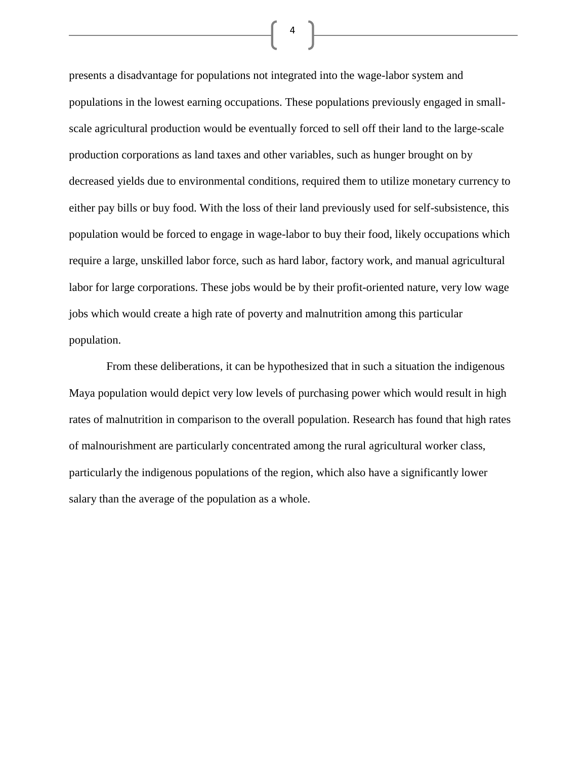presents a disadvantage for populations not integrated into the wage-labor system and populations in the lowest earning occupations. These populations previously engaged in small-scale agricultural production would be eventually forced to sell off their land to the large-scale production corporations as land taxes and other variables, such as hunger brought on by decreased yields due to environmental conditions, required them to utilize monetary currency to either pay bills or buy food. With the loss of their land previously used for self-subsistence, this population would be forced to engage in wage-labor to buy their food, likely occupations which require a large, unskilled labor force, such as hard labor, factory work, and manual agricultural labor for large corporations. These jobs would be by their profit-oriented nature, very low wage jobs which would create a high rate of poverty and malnutrition among this particular population.

From these deliberations, it can be hypothesized that in such a situation the indigenous Maya population would depict very low levels of purchasing power which would result in high rates of malnutrition in comparison to the overall population. Research has found that high rates of malnourishment are particularly concentrated among the rural agricultural worker class, particularly the indigenous populations of the region, which also have a significantly lower salary than the average of the population as a whole.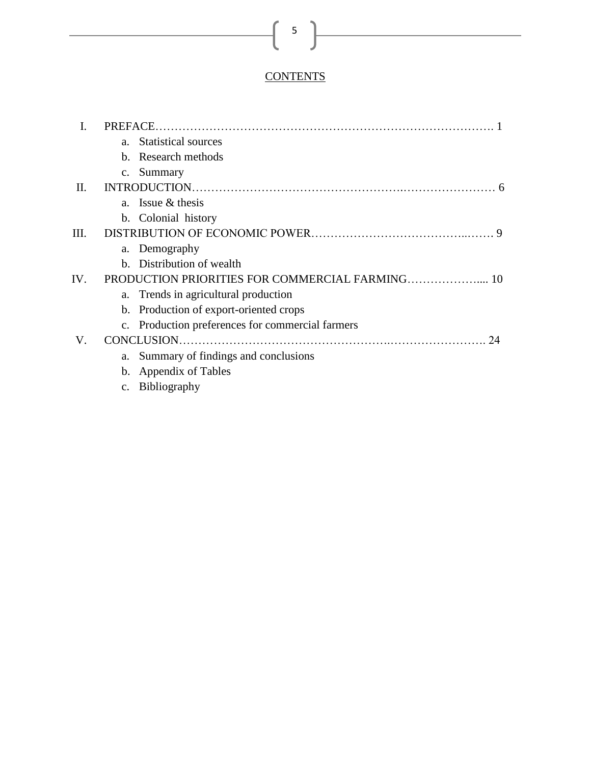# CONTENTS

I. PREFACE………………………………………………………………………………. 1

   a. Statistical sources
   b. Research methods
   c. Summary

II. INTRODUCTION………………………………………….…………………… 6

   a. Issue & thesis
   b. Colonial history

III. DISTRIBUTION OF ECONOMIC POWER…………………………………..……. 9

   a. Demography
   b. Distribution of wealth

IV. PRODUCTION PRIORITIES FOR COMMERCIAL FARMING……………….... 10

   a. Trends in agricultural production
   b. Production of export-oriented crops
   c. Production preferences for commercial farmers

V. CONCLUSION…………………………………………….……………………. 24

   a. Summary of findings and conclusions
   b. Appendix of Tables
   c. Bibliography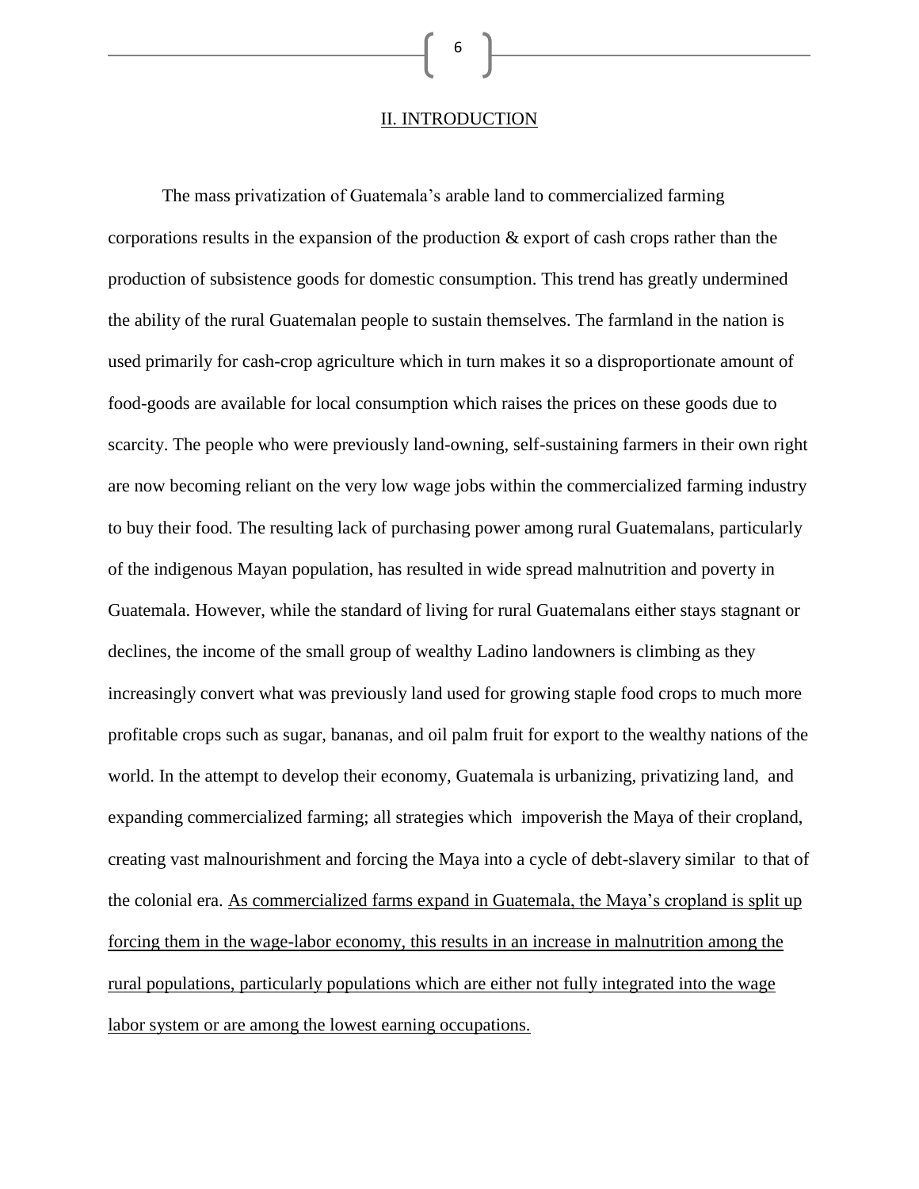## II. INTRODUCTION

The mass privatization of Guatemala's arable land to commercialized farming corporations results in the expansion of the production & export of cash crops rather than the production of subsistence goods for domestic consumption. This trend has greatly undermined the ability of the rural Guatemalan people to sustain themselves. The farmland in the nation is used primarily for cash-crop agriculture which in turn makes it so a disproportionate amount of food-goods are available for local consumption which raises the prices on these goods due to scarcity. The people who were previously land-owning, self-sustaining farmers in their own right are now becoming reliant on the very low wage jobs within the commercialized farming industry to buy their food. The resulting lack of purchasing power among rural Guatemalans, particularly of the indigenous Mayan population, has resulted in wide spread malnutrition and poverty in Guatemala. However, while the standard of living for rural Guatemalans either stays stagnant or declines, the income of the small group of wealthy Ladino landowners is climbing as they increasingly convert what was previously land used for growing staple food crops to much more profitable crops such as sugar, bananas, and oil palm fruit for export to the wealthy nations of the world. In the attempt to develop their economy, Guatemala is urbanizing, privatizing land, and expanding commercialized farming; all strategies which impoverish the Maya of their cropland, creating vast malnourishment and forcing the Maya into a cycle of debt-slavery similar to that of the colonial era. <u>As commercialized farms expand in Guatemala, the Maya's cropland is split up forcing them in the wage-labor economy, this results in an increase in malnutrition among the rural populations, particularly populations which are either not fully integrated into the wage labor system or are among the lowest earning occupations.</u>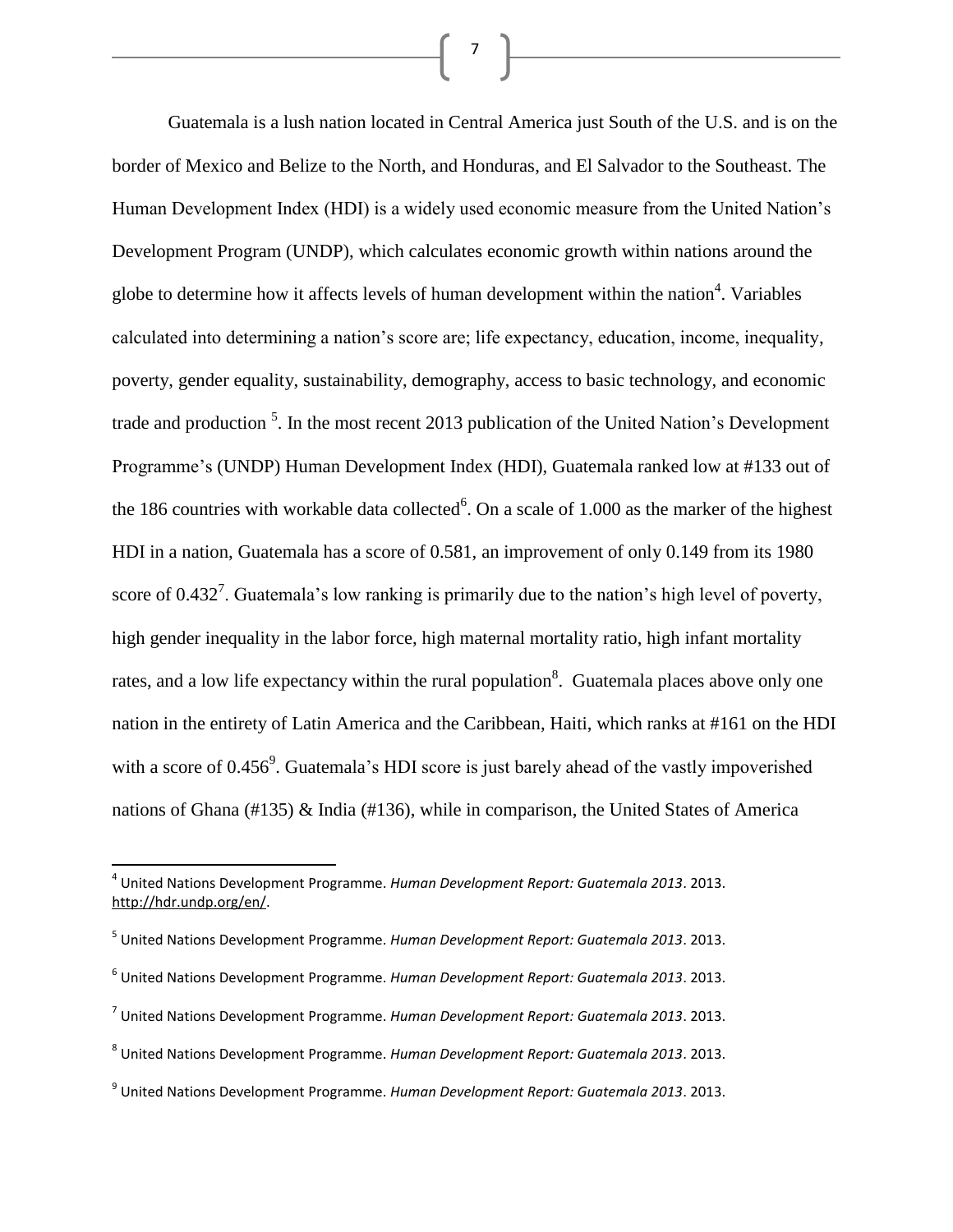Guatemala is a lush nation located in Central America just South of the U.S. and is on the border of Mexico and Belize to the North, and Honduras, and El Salvador to the Southeast. The Human Development Index (HDI) is a widely used economic measure from the United Nation's Development Program (UNDP), which calculates economic growth within nations around the globe to determine how it affects levels of human development within the nation[4]. Variables calculated into determining a nation's score are; life expectancy, education, income, inequality, poverty, gender equality, sustainability, demography, access to basic technology, and economic trade and production [5]. In the most recent 2013 publication of the United Nation's Development Programme's (UNDP) Human Development Index (HDI), Guatemala ranked low at #133 out of the 186 countries with workable data collected[6]. On a scale of 1.000 as the marker of the highest HDI in a nation, Guatemala has a score of 0.581, an improvement of only 0.149 from its 1980 score of 0.432[7]. Guatemala's low ranking is primarily due to the nation's high level of poverty, high gender inequality in the labor force, high maternal mortality ratio, high infant mortality rates, and a low life expectancy within the rural population[8]. Guatemala places above only one nation in the entirety of Latin America and the Caribbean, Haiti, which ranks at #161 on the HDI with a score of 0.456[9]. Guatemala's HDI score is just barely ahead of the vastly impoverished nations of Ghana (#135) & India (#136), while in comparison, the United States of America

---

[4] United Nations Development Programme. *Human Development Report: Guatemala 2013*. 2013. http://hdr.undp.org/en/.

[5] United Nations Development Programme. *Human Development Report: Guatemala 2013*. 2013.

[6] United Nations Development Programme. *Human Development Report: Guatemala 2013*. 2013.

[7] United Nations Development Programme. *Human Development Report: Guatemala 2013*. 2013.

[8] United Nations Development Programme. *Human Development Report: Guatemala 2013*. 2013.

[9] United Nations Development Programme. *Human Development Report: Guatemala 2013*. 2013.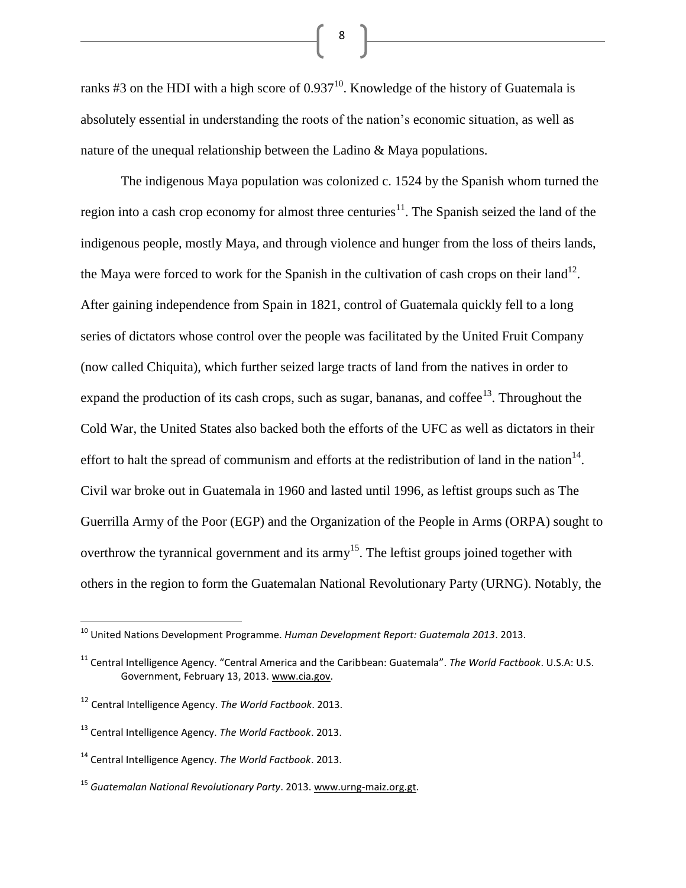ranks #3 on the HDI with a high score of 0.937[10]. Knowledge of the history of Guatemala is absolutely essential in understanding the roots of the nation's economic situation, as well as nature of the unequal relationship between the Ladino & Maya populations.

The indigenous Maya population was colonized c. 1524 by the Spanish whom turned the region into a cash crop economy for almost three centuries[11]. The Spanish seized the land of the indigenous people, mostly Maya, and through violence and hunger from the loss of theirs lands, the Maya were forced to work for the Spanish in the cultivation of cash crops on their land[12]. After gaining independence from Spain in 1821, control of Guatemala quickly fell to a long series of dictators whose control over the people was facilitated by the United Fruit Company (now called Chiquita), which further seized large tracts of land from the natives in order to expand the production of its cash crops, such as sugar, bananas, and coffee[13]. Throughout the Cold War, the United States also backed both the efforts of the UFC as well as dictators in their effort to halt the spread of communism and efforts at the redistribution of land in the nation[14]. Civil war broke out in Guatemala in 1960 and lasted until 1996, as leftist groups such as The Guerrilla Army of the Poor (EGP) and the Organization of the People in Arms (ORPA) sought to overthrow the tyrannical government and its army[15]. The leftist groups joined together with others in the region to form the Guatemalan National Revolutionary Party (URNG). Notably, the

---

[10] United Nations Development Programme. *Human Development Report: Guatemala 2013*. 2013.

[11] Central Intelligence Agency. "Central America and the Caribbean: Guatemala". *The World Factbook*. U.S.A: U.S. Government, February 13, 2013. www.cia.gov.

[12] Central Intelligence Agency. *The World Factbook*. 2013.

[13] Central Intelligence Agency. *The World Factbook*. 2013.

[14] Central Intelligence Agency. *The World Factbook*. 2013.

[15] *Guatemalan National Revolutionary Party*. 2013. www.urng-maiz.org.gt.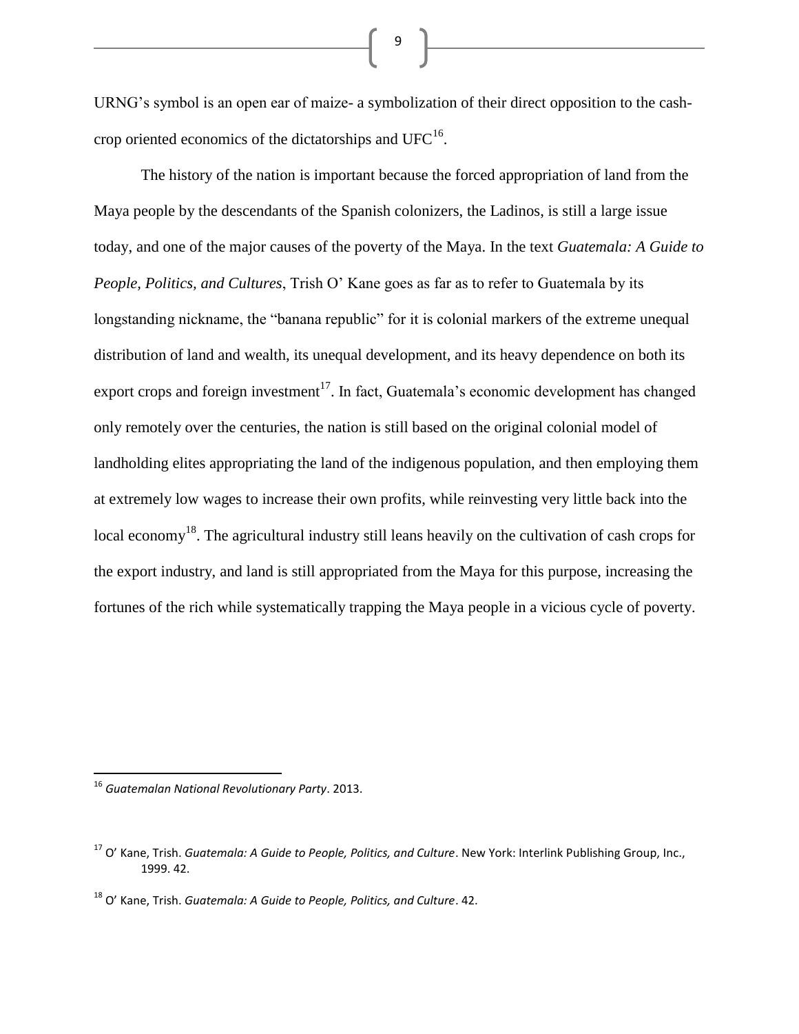URNG's symbol is an open ear of maize- a symbolization of their direct opposition to the cash-crop oriented economics of the dictatorships and UFC[16].

The history of the nation is important because the forced appropriation of land from the Maya people by the descendants of the Spanish colonizers, the Ladinos, is still a large issue today, and one of the major causes of the poverty of the Maya. In the text *Guatemala: A Guide to People, Politics, and Cultures*, Trish O' Kane goes as far as to refer to Guatemala by its longstanding nickname, the "banana republic" for it is colonial markers of the extreme unequal distribution of land and wealth, its unequal development, and its heavy dependence on both its export crops and foreign investment[17]. In fact, Guatemala's economic development has changed only remotely over the centuries, the nation is still based on the original colonial model of landholding elites appropriating the land of the indigenous population, and then employing them at extremely low wages to increase their own profits, while reinvesting very little back into the local economy[18]. The agricultural industry still leans heavily on the cultivation of cash crops for the export industry, and land is still appropriated from the Maya for this purpose, increasing the fortunes of the rich while systematically trapping the Maya people in a vicious cycle of poverty.

---

[16] *Guatemalan National Revolutionary Party*. 2013.

[17] O' Kane, Trish. *Guatemala: A Guide to People, Politics, and Culture*. New York: Interlink Publishing Group, Inc., 1999. 42.

[18] O' Kane, Trish. *Guatemala: A Guide to People, Politics, and Culture*. 42.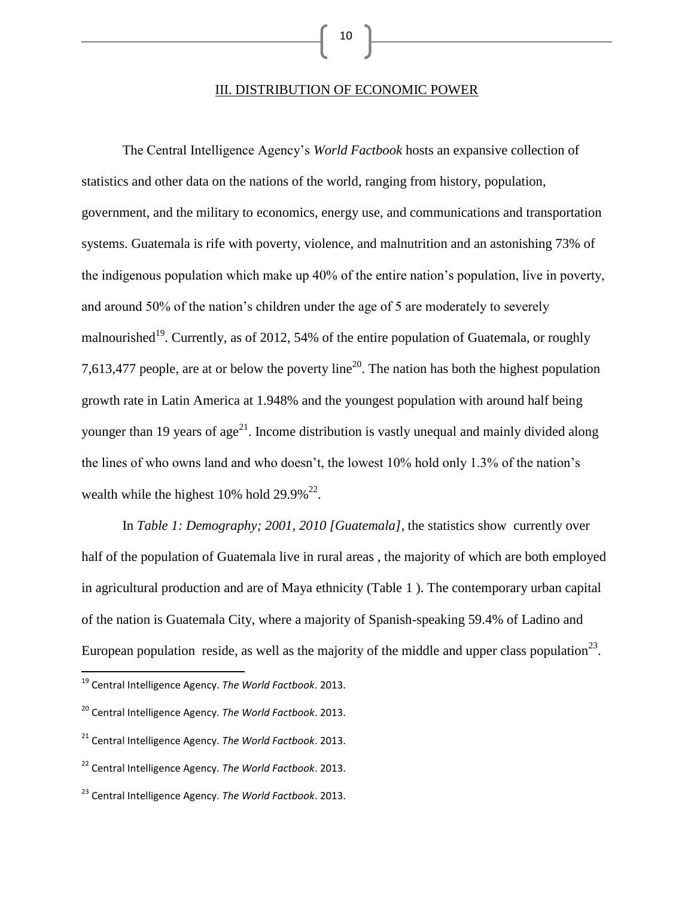## III. DISTRIBUTION OF ECONOMIC POWER

The Central Intelligence Agency's *World Factbook* hosts an expansive collection of statistics and other data on the nations of the world, ranging from history, population, government, and the military to economics, energy use, and communications and transportation systems. Guatemala is rife with poverty, violence, and malnutrition and an astonishing 73% of the indigenous population which make up 40% of the entire nation's population, live in poverty, and around 50% of the nation's children under the age of 5 are moderately to severely malnourished[19]. Currently, as of 2012, 54% of the entire population of Guatemala, or roughly 7,613,477 people, are at or below the poverty line[20]. The nation has both the highest population growth rate in Latin America at 1.948% and the youngest population with around half being younger than 19 years of age[21]. Income distribution is vastly unequal and mainly divided along the lines of who owns land and who doesn't, the lowest 10% hold only 1.3% of the nation's wealth while the highest 10% hold 29.9%[22].

In *Table 1: Demography; 2001, 2010 [Guatemala]*, the statistics show currently over half of the population of Guatemala live in rural areas , the majority of which are both employed in agricultural production and are of Maya ethnicity (Table 1 ). The contemporary urban capital of the nation is Guatemala City, where a majority of Spanish-speaking 59.4% of Ladino and European population reside, as well as the majority of the middle and upper class population[23].

---

[19] Central Intelligence Agency. *The World Factbook*. 2013.

[20] Central Intelligence Agency. *The World Factbook*. 2013.

[21] Central Intelligence Agency. *The World Factbook*. 2013.

[22] Central Intelligence Agency. *The World Factbook*. 2013.

[23] Central Intelligence Agency. *The World Factbook*. 2013.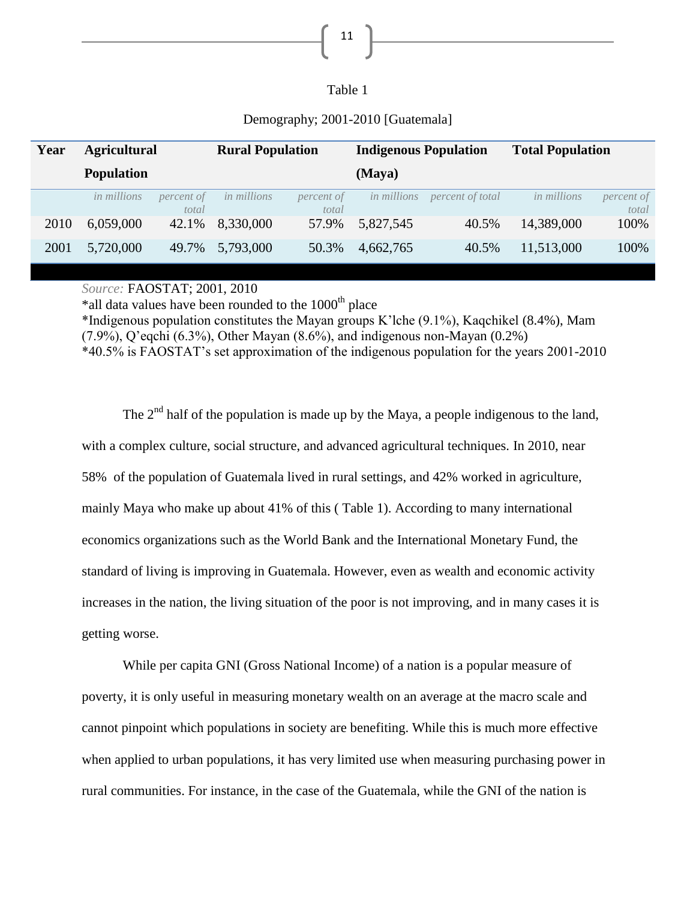Table 1

Demography; 2001-2010 [Guatemala]

| Year | Agricultural Population | | Rural Population | | Indigenous Population (Maya) | | Total Population | |
|---|---|---|---|---|---|---|---|---|
| | *in millions* | *percent of total* | *in millions* | *percent of total* | *in millions* | *percent of total* | *in millions* | *percent of total* |
| 2010 | 6,059,000 | 42.1% | 8,330,000 | 57.9% | 5,827,545 | 40.5% | 14,389,000 | 100% |
| 2001 | 5,720,000 | 49.7% | 5,793,000 | 50.3% | 4,662,765 | 40.5% | 11,513,000 | 100% |

*Source:* FAOSTAT; 2001, 2010

*all data values have been rounded to the 1000th place

*Indigenous population constitutes the Mayan groups K'lche (9.1%), Kaqchikel (8.4%), Mam (7.9%), Q'eqchi (6.3%), Other Mayan (8.6%), and indigenous non-Mayan (0.2%)

*40.5% is FAOSTAT's set approximation of the indigenous population for the years 2001-2010

The 2nd half of the population is made up by the Maya, a people indigenous to the land, with a complex culture, social structure, and advanced agricultural techniques. In 2010, near 58% of the population of Guatemala lived in rural settings, and 42% worked in agriculture, mainly Maya who make up about 41% of this ( Table 1). According to many international economics organizations such as the World Bank and the International Monetary Fund, the standard of living is improving in Guatemala. However, even as wealth and economic activity increases in the nation, the living situation of the poor is not improving, and in many cases it is getting worse.

While per capita GNI (Gross National Income) of a nation is a popular measure of poverty, it is only useful in measuring monetary wealth on an average at the macro scale and cannot pinpoint which populations in society are benefiting. While this is much more effective when applied to urban populations, it has very limited use when measuring purchasing power in rural communities. For instance, in the case of the Guatemala, while the GNI of the nation is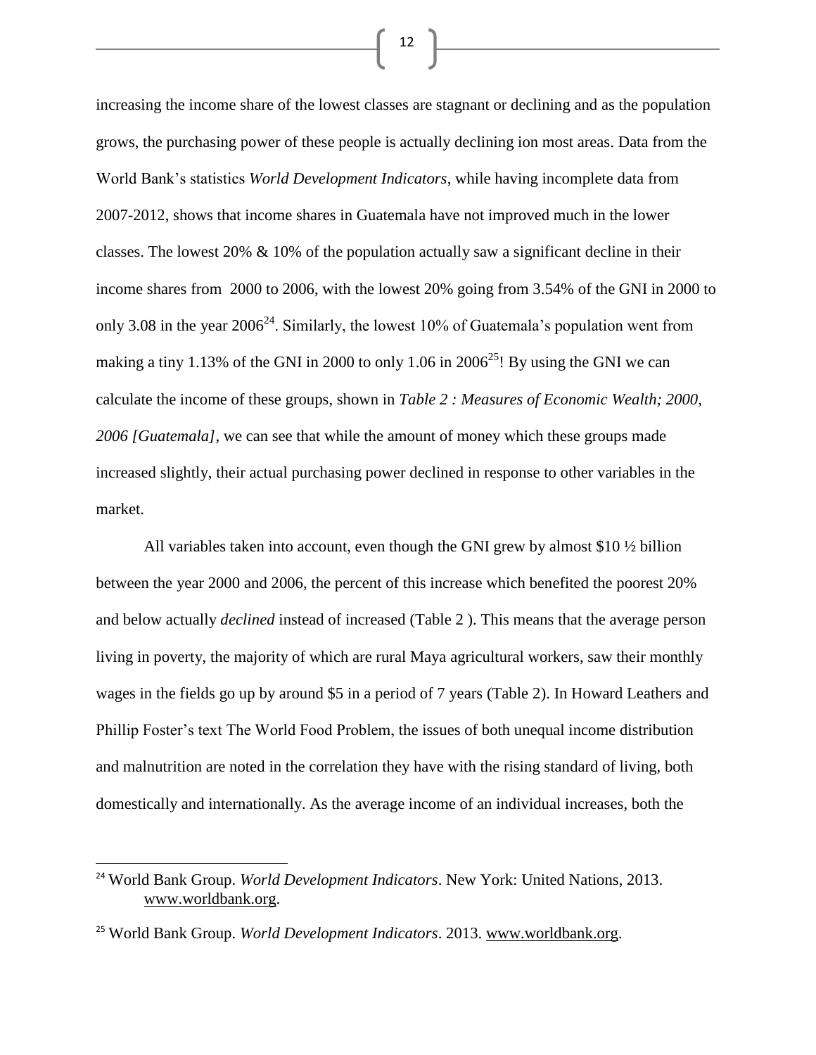increasing the income share of the lowest classes are stagnant or declining and as the population grows, the purchasing power of these people is actually declining ion most areas. Data from the World Bank's statistics *World Development Indicators*, while having incomplete data from 2007-2012, shows that income shares in Guatemala have not improved much in the lower classes. The lowest 20% & 10% of the population actually saw a significant decline in their income shares from 2000 to 2006, with the lowest 20% going from 3.54% of the GNI in 2000 to only 3.08 in the year 2006[24]. Similarly, the lowest 10% of Guatemala's population went from making a tiny 1.13% of the GNI in 2000 to only 1.06 in 2006[25]! By using the GNI we can calculate the income of these groups, shown in *Table 2 : Measures of Economic Wealth; 2000, 2006 [Guatemala]*, we can see that while the amount of money which these groups made increased slightly, their actual purchasing power declined in response to other variables in the market.

All variables taken into account, even though the GNI grew by almost $10 ½ billion between the year 2000 and 2006, the percent of this increase which benefited the poorest 20% and below actually *declined* instead of increased (Table 2 ). This means that the average person living in poverty, the majority of which are rural Maya agricultural workers, saw their monthly wages in the fields go up by around $5 in a period of 7 years (Table 2). In Howard Leathers and Phillip Foster's text The World Food Problem, the issues of both unequal income distribution and malnutrition are noted in the correlation they have with the rising standard of living, both domestically and internationally. As the average income of an individual increases, both the

---

[24] World Bank Group. *World Development Indicators*. New York: United Nations, 2013. www.worldbank.org.

[25] World Bank Group. *World Development Indicators*. 2013. www.worldbank.org.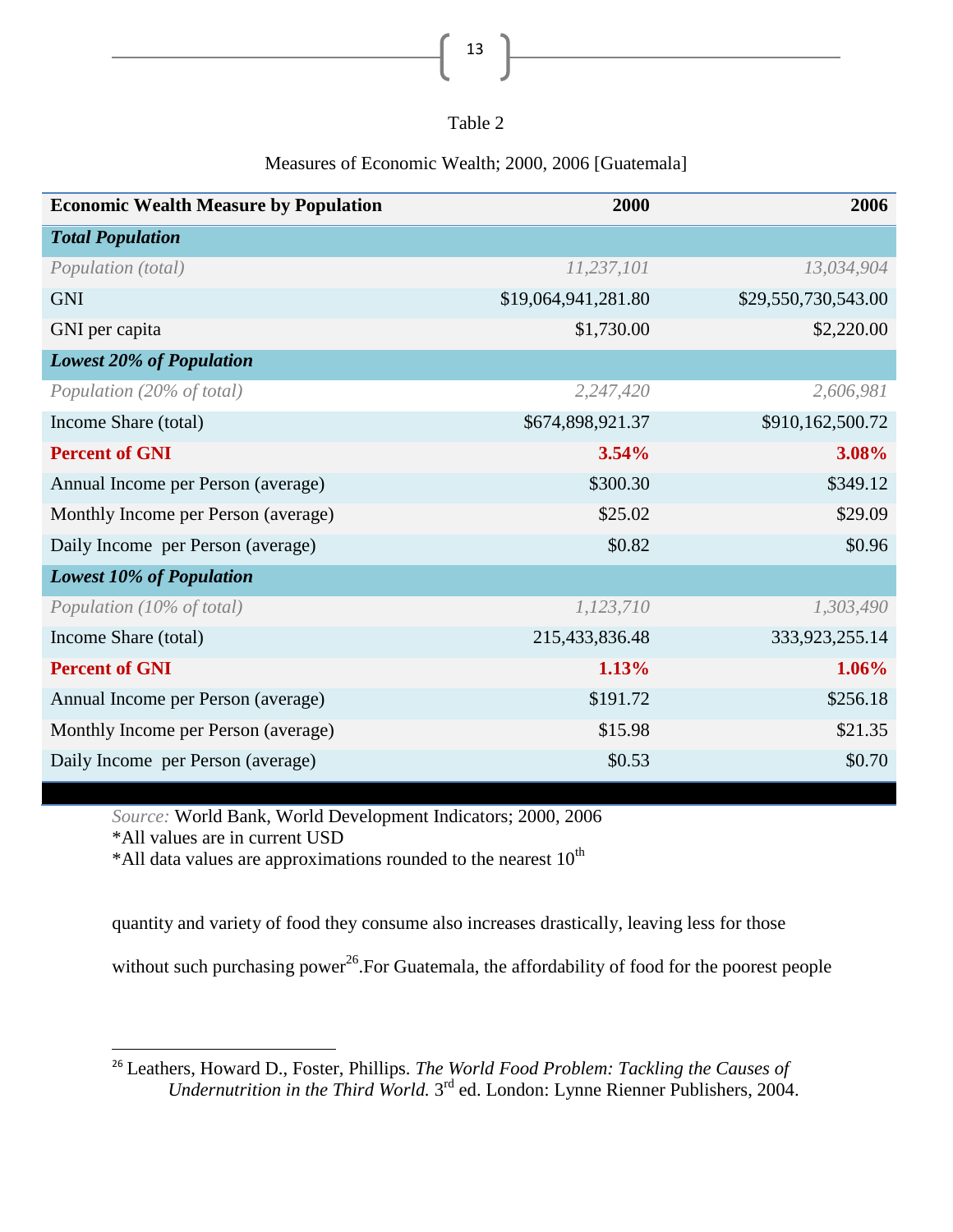Table 2

Measures of Economic Wealth; 2000, 2006 [Guatemala]

| **Economic Wealth Measure by Population** | **2000** | **2006** |
|---|---|---|
| ***Total Population*** | | |
| *Population (total)* | *11,237,101* | *13,034,904* |
| GNI | $19,064,941,281.80 | $29,550,730,543.00 |
| GNI per capita | $1,730.00 | $2,220.00 |
| ***Lowest 20% of Population*** | | |
| *Population (20% of total)* | *2,247,420* | *2,606,981* |
| Income Share (total) | $674,898,921.37 | $910,162,500.72 |
| **Percent of GNI** | **3.54%** | **3.08%** |
| Annual Income per Person (average) | $300.30 | $349.12 |
| Monthly Income per Person (average) | $25.02 | $29.09 |
| Daily Income per Person (average) | $0.82 | $0.96 |
| ***Lowest 10% of Population*** | | |
| *Population (10% of total)* | *1,123,710* | *1,303,490* |
| Income Share (total) | 215,433,836.48 | 333,923,255.14 |
| **Percent of GNI** | **1.13%** | **1.06%** |
| Annual Income per Person (average) | $191.72 | $256.18 |
| Monthly Income per Person (average) | $15.98 | $21.35 |
| Daily Income per Person (average) | $0.53 | $0.70 |

*Source:* World Bank, World Development Indicators; 2000, 2006
*All values are in current USD
*All data values are approximations rounded to the nearest 10th

quantity and variety of food they consume also increases drastically, leaving less for those without such purchasing power[26].For Guatemala, the affordability of food for the poorest people

[26] Leathers, Howard D., Foster, Phillips. *The World Food Problem: Tackling the Causes of Undernutrition in the Third World.* 3rd ed. London: Lynne Rienner Publishers, 2004.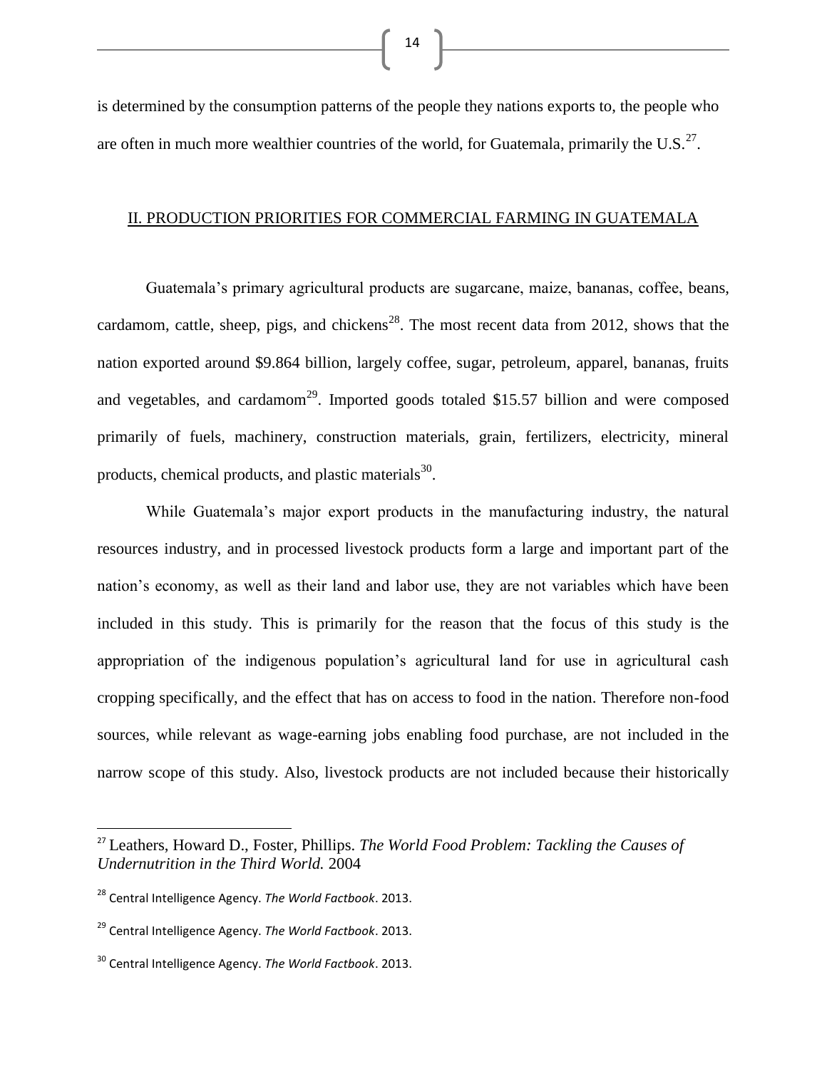is determined by the consumption patterns of the people they nations exports to, the people who are often in much more wealthier countries of the world, for Guatemala, primarily the U.S.[27].

## II. PRODUCTION PRIORITIES FOR COMMERCIAL FARMING IN GUATEMALA

Guatemala's primary agricultural products are sugarcane, maize, bananas, coffee, beans, cardamom, cattle, sheep, pigs, and chickens[28]. The most recent data from 2012, shows that the nation exported around $9.864 billion, largely coffee, sugar, petroleum, apparel, bananas, fruits and vegetables, and cardamom[29]. Imported goods totaled $15.57 billion and were composed primarily of fuels, machinery, construction materials, grain, fertilizers, electricity, mineral products, chemical products, and plastic materials[30].

While Guatemala's major export products in the manufacturing industry, the natural resources industry, and in processed livestock products form a large and important part of the nation's economy, as well as their land and labor use, they are not variables which have been included in this study. This is primarily for the reason that the focus of this study is the appropriation of the indigenous population's agricultural land for use in agricultural cash cropping specifically, and the effect that has on access to food in the nation. Therefore non-food sources, while relevant as wage-earning jobs enabling food purchase, are not included in the narrow scope of this study. Also, livestock products are not included because their historically

---

[27] Leathers, Howard D., Foster, Phillips. *The World Food Problem: Tackling the Causes of Undernutrition in the Third World.* 2004

[28] Central Intelligence Agency. *The World Factbook*. 2013.

[29] Central Intelligence Agency. *The World Factbook*. 2013.

[30] Central Intelligence Agency. *The World Factbook*. 2013.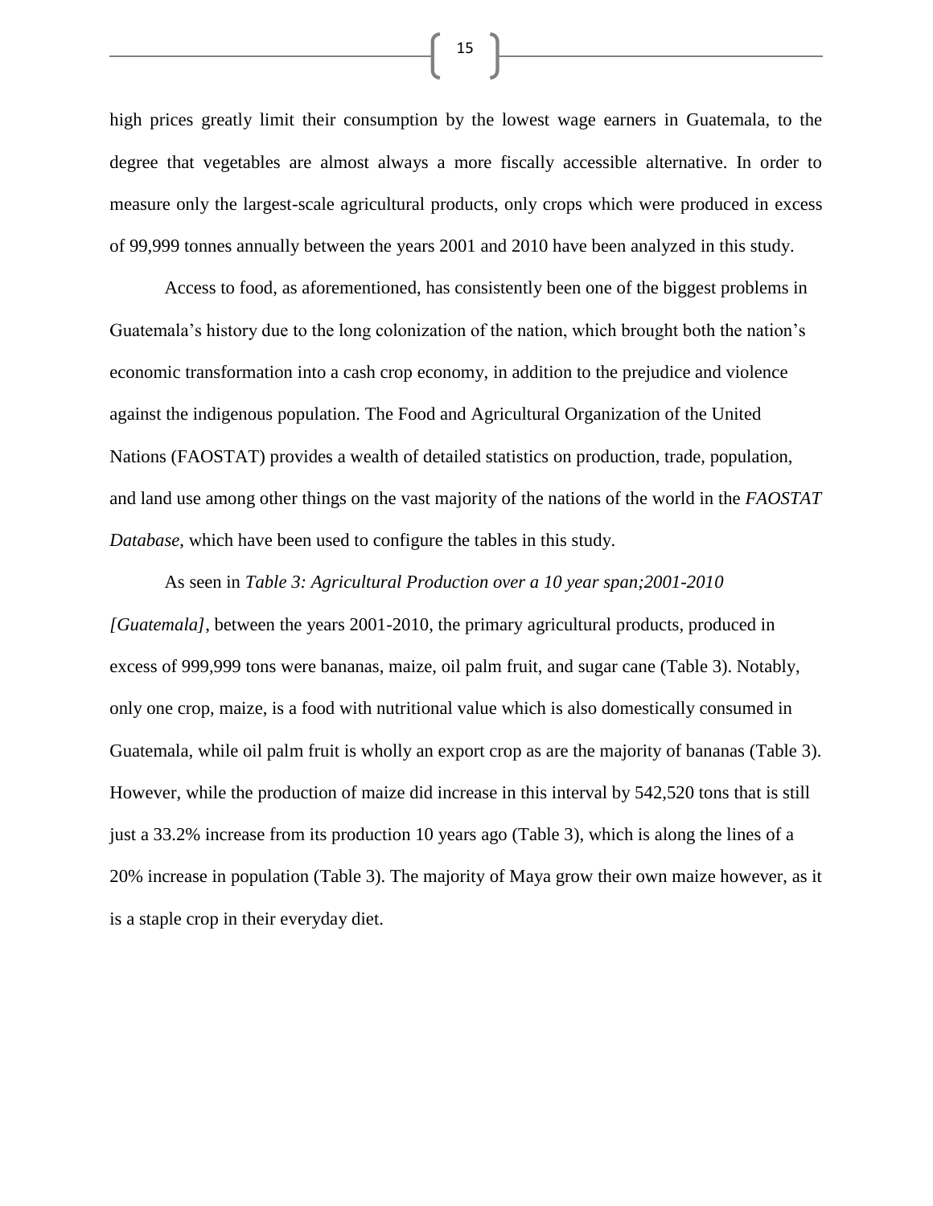high prices greatly limit their consumption by the lowest wage earners in Guatemala, to the degree that vegetables are almost always a more fiscally accessible alternative. In order to measure only the largest-scale agricultural products, only crops which were produced in excess of 99,999 tonnes annually between the years 2001 and 2010 have been analyzed in this study.

Access to food, as aforementioned, has consistently been one of the biggest problems in Guatemala's history due to the long colonization of the nation, which brought both the nation's economic transformation into a cash crop economy, in addition to the prejudice and violence against the indigenous population. The Food and Agricultural Organization of the United Nations (FAOSTAT) provides a wealth of detailed statistics on production, trade, population, and land use among other things on the vast majority of the nations of the world in the *FAOSTAT Database*, which have been used to configure the tables in this study.

As seen in *Table 3: Agricultural Production over a 10 year span;2001-2010 [Guatemala]*, between the years 2001-2010, the primary agricultural products, produced in excess of 999,999 tons were bananas, maize, oil palm fruit, and sugar cane (Table 3). Notably, only one crop, maize, is a food with nutritional value which is also domestically consumed in Guatemala, while oil palm fruit is wholly an export crop as are the majority of bananas (Table 3). However, while the production of maize did increase in this interval by 542,520 tons that is still just a 33.2% increase from its production 10 years ago (Table 3), which is along the lines of a 20% increase in population (Table 3). The majority of Maya grow their own maize however, as it is a staple crop in their everyday diet.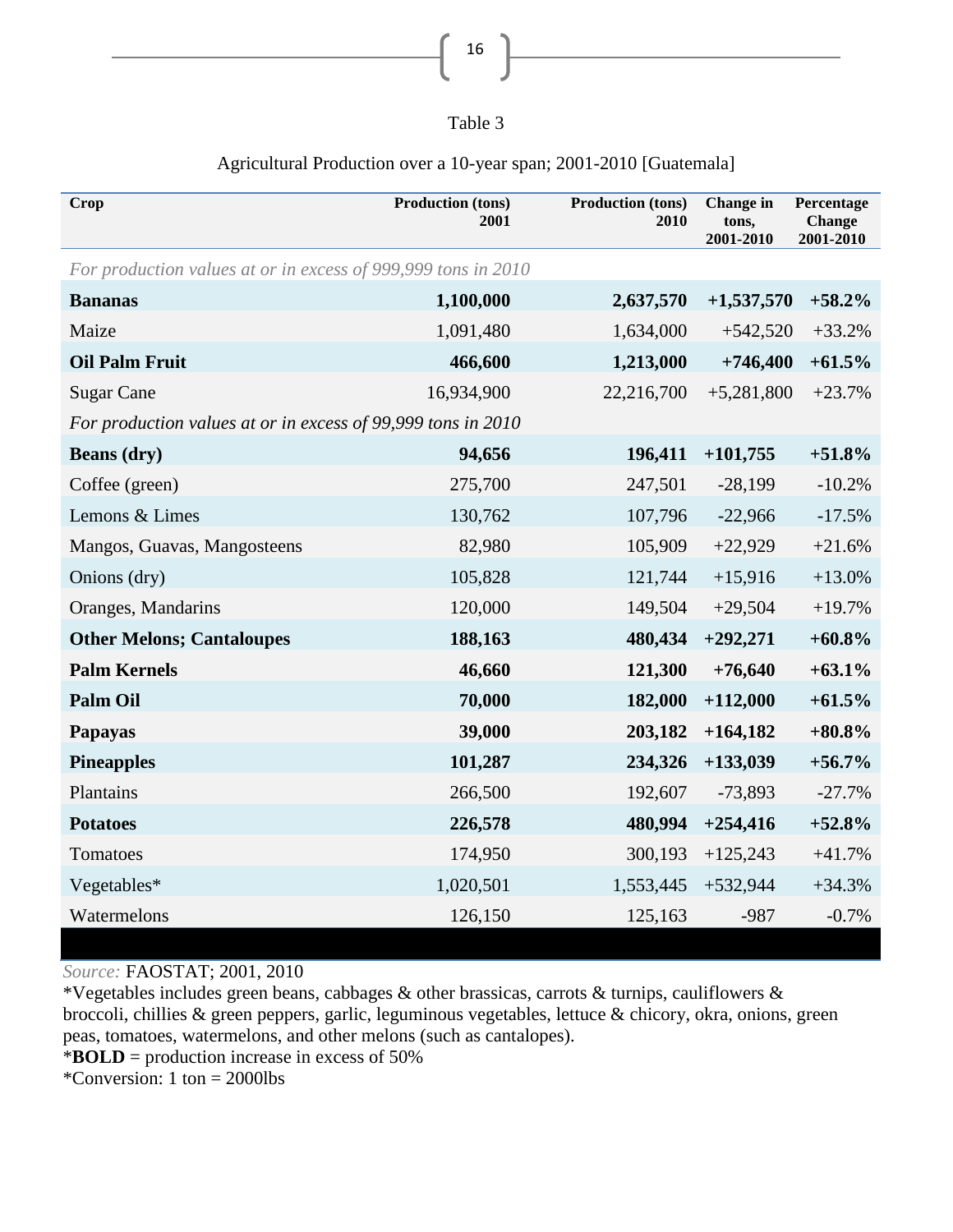Table 3

Agricultural Production over a 10-year span; 2001-2010 [Guatemala]

| Crop | Production (tons) 2001 | Production (tons) 2010 | Change in tons, 2001-2010 | Percentage Change 2001-2010 |
|---|---|---|---|---|
| *For production values at or in excess of 999,999 tons in 2010* | | | | |
| **Bananas** | **1,100,000** | **2,637,570** | **+1,537,570** | **+58.2%** |
| Maize | 1,091,480 | 1,634,000 | +542,520 | +33.2% |
| **Oil Palm Fruit** | **466,600** | **1,213,000** | **+746,400** | **+61.5%** |
| Sugar Cane | 16,934,900 | 22,216,700 | +5,281,800 | +23.7% |
| *For production values at or in excess of 99,999 tons in 2010* | | | | |
| **Beans (dry)** | **94,656** | **196,411** | **+101,755** | **+51.8%** |
| Coffee (green) | 275,700 | 247,501 | -28,199 | -10.2% |
| Lemons & Limes | 130,762 | 107,796 | -22,966 | -17.5% |
| Mangos, Guavas, Mangosteens | 82,980 | 105,909 | +22,929 | +21.6% |
| Onions (dry) | 105,828 | 121,744 | +15,916 | +13.0% |
| Oranges, Mandarins | 120,000 | 149,504 | +29,504 | +19.7% |
| **Other Melons; Cantaloupes** | **188,163** | **480,434** | **+292,271** | **+60.8%** |
| **Palm Kernels** | **46,660** | **121,300** | **+76,640** | **+63.1%** |
| **Palm Oil** | **70,000** | **182,000** | **+112,000** | **+61.5%** |
| **Papayas** | **39,000** | **203,182** | **+164,182** | **+80.8%** |
| **Pineapples** | **101,287** | **234,326** | **+133,039** | **+56.7%** |
| Plantains | 266,500 | 192,607 | -73,893 | -27.7% |
| **Potatoes** | **226,578** | **480,994** | **+254,416** | **+52.8%** |
| Tomatoes | 174,950 | 300,193 | +125,243 | +41.7% |
| Vegetables* | 1,020,501 | 1,553,445 | +532,944 | +34.3% |
| Watermelons | 126,150 | 125,163 | -987 | -0.7% |

*Source:* FAOSTAT; 2001, 2010

*Vegetables includes green beans, cabbages & other brassicas, carrots & turnips, cauliflowers & broccoli, chillies & green peppers, garlic, leguminous vegetables, lettuce & chicory, okra, onions, green peas, tomatoes, watermelons, and other melons (such as cantalopes).

***BOLD** = production increase in excess of 50%

*Conversion: 1 ton = 2000lbs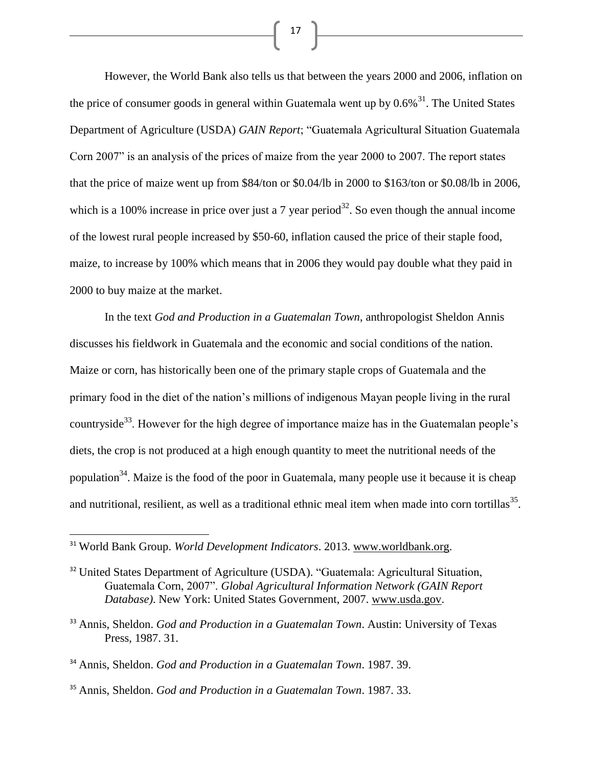However, the World Bank also tells us that between the years 2000 and 2006, inflation on the price of consumer goods in general within Guatemala went up by 0.6%[31]. The United States Department of Agriculture (USDA) *GAIN Report*; "Guatemala Agricultural Situation Guatemala Corn 2007" is an analysis of the prices of maize from the year 2000 to 2007. The report states that the price of maize went up from $84/ton or $0.04/lb in 2000 to $163/ton or $0.08/lb in 2006, which is a 100% increase in price over just a 7 year period[32]. So even though the annual income of the lowest rural people increased by $50-60, inflation caused the price of their staple food, maize, to increase by 100% which means that in 2006 they would pay double what they paid in 2000 to buy maize at the market.

In the text *God and Production in a Guatemalan Town*, anthropologist Sheldon Annis discusses his fieldwork in Guatemala and the economic and social conditions of the nation. Maize or corn, has historically been one of the primary staple crops of Guatemala and the primary food in the diet of the nation's millions of indigenous Mayan people living in the rural countryside[33]. However for the high degree of importance maize has in the Guatemalan people's diets, the crop is not produced at a high enough quantity to meet the nutritional needs of the population[34]. Maize is the food of the poor in Guatemala, many people use it because it is cheap and nutritional, resilient, as well as a traditional ethnic meal item when made into corn tortillas[35].

---

[31] World Bank Group. *World Development Indicators*. 2013. www.worldbank.org.

[32] United States Department of Agriculture (USDA). "Guatemala: Agricultural Situation, Guatemala Corn, 2007". *Global Agricultural Information Network (GAIN Report Database)*. New York: United States Government, 2007. www.usda.gov.

[33] Annis, Sheldon. *God and Production in a Guatemalan Town*. Austin: University of Texas Press, 1987. 31.

[34] Annis, Sheldon. *God and Production in a Guatemalan Town*. 1987. 39.

[35] Annis, Sheldon. *God and Production in a Guatemalan Town*. 1987. 33.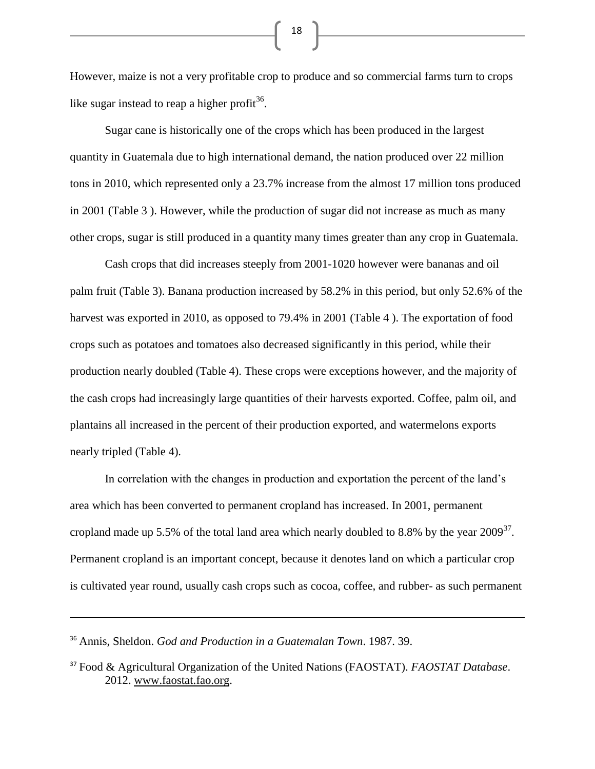However, maize is not a very profitable crop to produce and so commercial farms turn to crops like sugar instead to reap a higher profit[36].

Sugar cane is historically one of the crops which has been produced in the largest quantity in Guatemala due to high international demand, the nation produced over 22 million tons in 2010, which represented only a 23.7% increase from the almost 17 million tons produced in 2001 (Table 3 ). However, while the production of sugar did not increase as much as many other crops, sugar is still produced in a quantity many times greater than any crop in Guatemala.

Cash crops that did increases steeply from 2001-1020 however were bananas and oil palm fruit (Table 3). Banana production increased by 58.2% in this period, but only 52.6% of the harvest was exported in 2010, as opposed to 79.4% in 2001 (Table 4 ). The exportation of food crops such as potatoes and tomatoes also decreased significantly in this period, while their production nearly doubled (Table 4). These crops were exceptions however, and the majority of the cash crops had increasingly large quantities of their harvests exported. Coffee, palm oil, and plantains all increased in the percent of their production exported, and watermelons exports nearly tripled (Table 4).

In correlation with the changes in production and exportation the percent of the land's area which has been converted to permanent cropland has increased. In 2001, permanent cropland made up 5.5% of the total land area which nearly doubled to 8.8% by the year 2009[37]. Permanent cropland is an important concept, because it denotes land on which a particular crop is cultivated year round, usually cash crops such as cocoa, coffee, and rubber- as such permanent

---

[36] Annis, Sheldon. *God and Production in a Guatemalan Town*. 1987. 39.

[37] Food & Agricultural Organization of the United Nations (FAOSTAT). *FAOSTAT Database*. 2012. www.faostat.fao.org.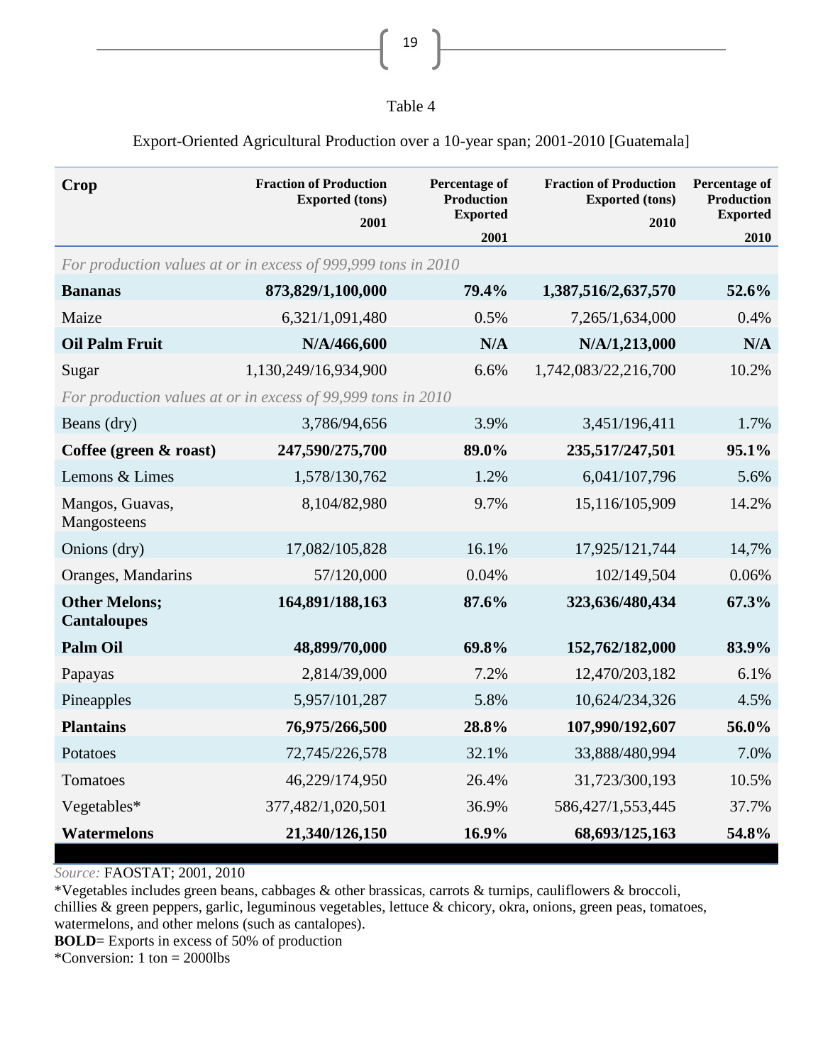Table 4

Export-Oriented Agricultural Production over a 10-year span; 2001-2010 [Guatemala]

| Crop | Fraction of Production Exported (tons) 2001 | Percentage of Production Exported 2001 | Fraction of Production Exported (tons) 2010 | Percentage of Production Exported 2010 |
|---|---|---|---|---|
| *For production values at or in excess of 999,999 tons in 2010* | | | | |
| **Bananas** | **873,829/1,100,000** | **79.4%** | **1,387,516/2,637,570** | **52.6%** |
| Maize | 6,321/1,091,480 | 0.5% | 7,265/1,634,000 | 0.4% |
| **Oil Palm Fruit** | **N/A/466,600** | **N/A** | **N/A/1,213,000** | **N/A** |
| Sugar | 1,130,249/16,934,900 | 6.6% | 1,742,083/22,216,700 | 10.2% |
| *For production values at or in excess of 99,999 tons in 2010* | | | | |
| Beans (dry) | 3,786/94,656 | 3.9% | 3,451/196,411 | 1.7% |
| **Coffee (green & roast)** | **247,590/275,700** | **89.0%** | **235,517/247,501** | **95.1%** |
| Lemons & Limes | 1,578/130,762 | 1.2% | 6,041/107,796 | 5.6% |
| Mangos, Guavas, Mangosteens | 8,104/82,980 | 9.7% | 15,116/105,909 | 14.2% |
| Onions (dry) | 17,082/105,828 | 16.1% | 17,925/121,744 | 14,7% |
| Oranges, Mandarins | 57/120,000 | 0.04% | 102/149,504 | 0.06% |
| **Other Melons; Cantaloupes** | **164,891/188,163** | **87.6%** | **323,636/480,434** | **67.3%** |
| **Palm Oil** | **48,899/70,000** | **69.8%** | **152,762/182,000** | **83.9%** |
| Papayas | 2,814/39,000 | 7.2% | 12,470/203,182 | 6.1% |
| Pineapples | 5,957/101,287 | 5.8% | 10,624/234,326 | 4.5% |
| **Plantains** | **76,975/266,500** | **28.8%** | **107,990/192,607** | **56.0%** |
| Potatoes | 72,745/226,578 | 32.1% | 33,888/480,994 | 7.0% |
| Tomatoes | 46,229/174,950 | 26.4% | 31,723/300,193 | 10.5% |
| Vegetables* | 377,482/1,020,501 | 36.9% | 586,427/1,553,445 | 37.7% |
| **Watermelons** | **21,340/126,150** | **16.9%** | **68,693/125,163** | **54.8%** |

*Source:* FAOSTAT; 2001, 2010

*Vegetables includes green beans, cabbages & other brassicas, carrots & turnips, cauliflowers & broccoli, chillies & green peppers, garlic, leguminous vegetables, lettuce & chicory, okra, onions, green peas, tomatoes, watermelons, and other melons (such as cantalopes).

**BOLD**= Exports in excess of 50% of production

*Conversion: 1 ton = 2000lbs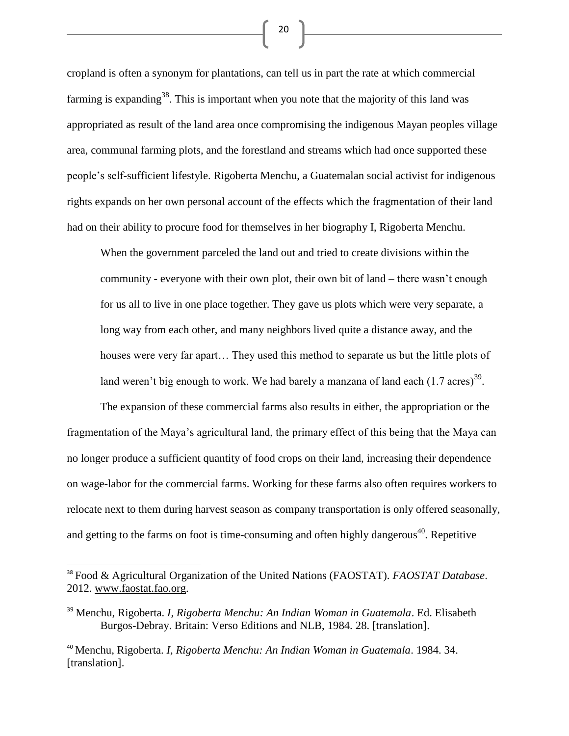cropland is often a synonym for plantations, can tell us in part the rate at which commercial farming is expanding[38]. This is important when you note that the majority of this land was appropriated as result of the land area once compromising the indigenous Mayan peoples village area, communal farming plots, and the forestland and streams which had once supported these people's self-sufficient lifestyle. Rigoberta Menchu, a Guatemalan social activist for indigenous rights expands on her own personal account of the effects which the fragmentation of their land had on their ability to procure food for themselves in her biography I, Rigoberta Menchu.

> When the government parceled the land out and tried to create divisions within the community - everyone with their own plot, their own bit of land – there wasn't enough for us all to live in one place together. They gave us plots which were very separate, a long way from each other, and many neighbors lived quite a distance away, and the houses were very far apart… They used this method to separate us but the little plots of land weren't big enough to work. We had barely a manzana of land each (1.7 acres)[39].

The expansion of these commercial farms also results in either, the appropriation or the fragmentation of the Maya's agricultural land, the primary effect of this being that the Maya can no longer produce a sufficient quantity of food crops on their land, increasing their dependence on wage-labor for the commercial farms. Working for these farms also often requires workers to relocate next to them during harvest season as company transportation is only offered seasonally, and getting to the farms on foot is time-consuming and often highly dangerous[40]. Repetitive

---

[38] Food & Agricultural Organization of the United Nations (FAOSTAT). *FAOSTAT Database*. 2012. www.faostat.fao.org.

[39] Menchu, Rigoberta. *I, Rigoberta Menchu: An Indian Woman in Guatemala*. Ed. Elisabeth Burgos-Debray. Britain: Verso Editions and NLB, 1984. 28. [translation].

[40] Menchu, Rigoberta. *I, Rigoberta Menchu: An Indian Woman in Guatemala*. 1984. 34. [translation].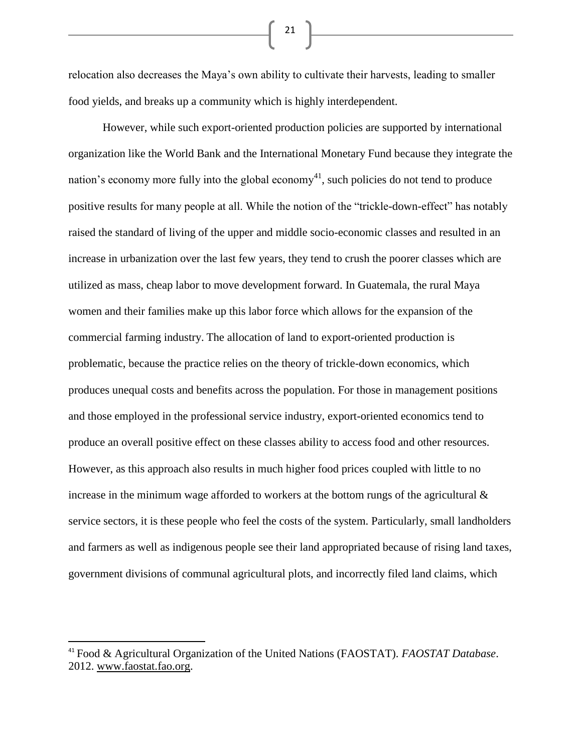relocation also decreases the Maya's own ability to cultivate their harvests, leading to smaller food yields, and breaks up a community which is highly interdependent.

However, while such export-oriented production policies are supported by international organization like the World Bank and the International Monetary Fund because they integrate the nation's economy more fully into the global economy[41], such policies do not tend to produce positive results for many people at all. While the notion of the "trickle-down-effect" has notably raised the standard of living of the upper and middle socio-economic classes and resulted in an increase in urbanization over the last few years, they tend to crush the poorer classes which are utilized as mass, cheap labor to move development forward. In Guatemala, the rural Maya women and their families make up this labor force which allows for the expansion of the commercial farming industry. The allocation of land to export-oriented production is problematic, because the practice relies on the theory of trickle-down economics, which produces unequal costs and benefits across the population. For those in management positions and those employed in the professional service industry, export-oriented economics tend to produce an overall positive effect on these classes ability to access food and other resources. However, as this approach also results in much higher food prices coupled with little to no increase in the minimum wage afforded to workers at the bottom rungs of the agricultural & service sectors, it is these people who feel the costs of the system. Particularly, small landholders and farmers as well as indigenous people see their land appropriated because of rising land taxes, government divisions of communal agricultural plots, and incorrectly filed land claims, which

---

[41] Food & Agricultural Organization of the United Nations (FAOSTAT). *FAOSTAT Database*. 2012. www.faostat.fao.org.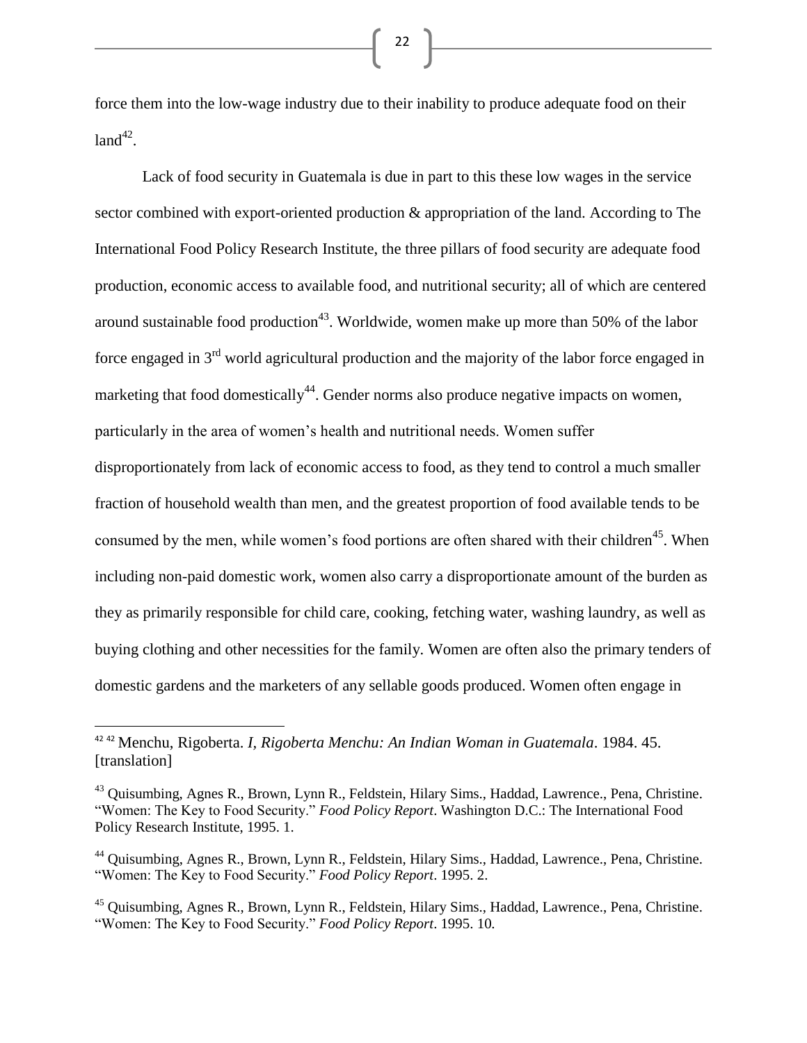force them into the low-wage industry due to their inability to produce adequate food on their land[42].

Lack of food security in Guatemala is due in part to this these low wages in the service sector combined with export-oriented production & appropriation of the land. According to The International Food Policy Research Institute, the three pillars of food security are adequate food production, economic access to available food, and nutritional security; all of which are centered around sustainable food production[43]. Worldwide, women make up more than 50% of the labor force engaged in 3rd world agricultural production and the majority of the labor force engaged in marketing that food domestically[44]. Gender norms also produce negative impacts on women, particularly in the area of women's health and nutritional needs. Women suffer disproportionately from lack of economic access to food, as they tend to control a much smaller fraction of household wealth than men, and the greatest proportion of food available tends to be consumed by the men, while women's food portions are often shared with their children[45]. When including non-paid domestic work, women also carry a disproportionate amount of the burden as they as primarily responsible for child care, cooking, fetching water, washing laundry, as well as buying clothing and other necessities for the family. Women are often also the primary tenders of domestic gardens and the marketers of any sellable goods produced. Women often engage in

---

[42] [42] Menchu, Rigoberta. *I, Rigoberta Menchu: An Indian Woman in Guatemala*. 1984. 45. [translation]

[43] Quisumbing, Agnes R., Brown, Lynn R., Feldstein, Hilary Sims., Haddad, Lawrence., Pena, Christine. "Women: The Key to Food Security." *Food Policy Report*. Washington D.C.: The International Food Policy Research Institute, 1995. 1.

[44] Quisumbing, Agnes R., Brown, Lynn R., Feldstein, Hilary Sims., Haddad, Lawrence., Pena, Christine. "Women: The Key to Food Security." *Food Policy Report*. 1995. 2.

[45] Quisumbing, Agnes R., Brown, Lynn R., Feldstein, Hilary Sims., Haddad, Lawrence., Pena, Christine. "Women: The Key to Food Security." *Food Policy Report*. 1995. 10.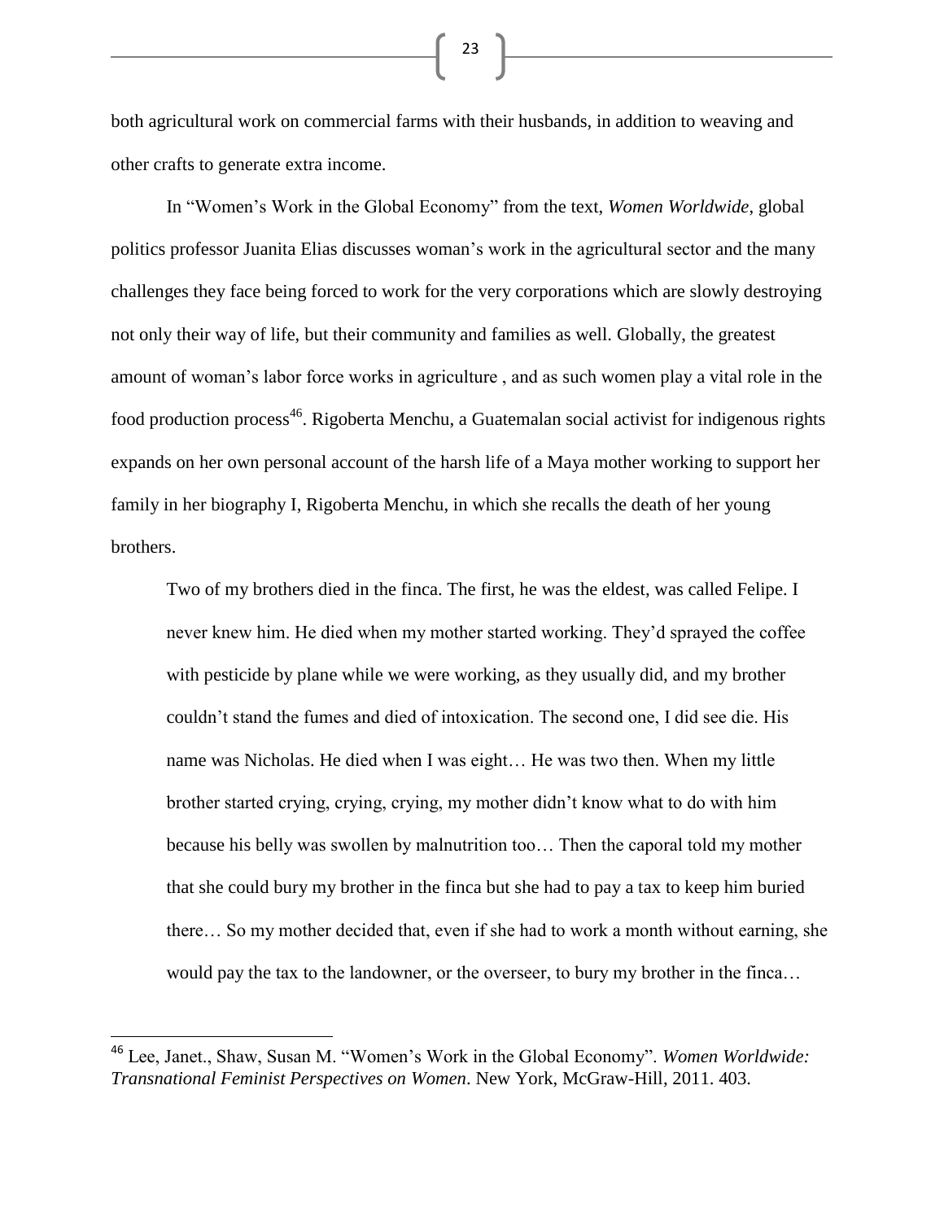both agricultural work on commercial farms with their husbands, in addition to weaving and other crafts to generate extra income.

In "Women's Work in the Global Economy" from the text, *Women Worldwide*, global politics professor Juanita Elias discusses woman's work in the agricultural sector and the many challenges they face being forced to work for the very corporations which are slowly destroying not only their way of life, but their community and families as well. Globally, the greatest amount of woman's labor force works in agriculture , and as such women play a vital role in the food production process[46]. Rigoberta Menchu, a Guatemalan social activist for indigenous rights expands on her own personal account of the harsh life of a Maya mother working to support her family in her biography I, Rigoberta Menchu, in which she recalls the death of her young brothers.

> Two of my brothers died in the finca. The first, he was the eldest, was called Felipe. I never knew him. He died when my mother started working. They'd sprayed the coffee with pesticide by plane while we were working, as they usually did, and my brother couldn't stand the fumes and died of intoxication. The second one, I did see die. His name was Nicholas. He died when I was eight… He was two then. When my little brother started crying, crying, crying, my mother didn't know what to do with him because his belly was swollen by malnutrition too… Then the caporal told my mother that she could bury my brother in the finca but she had to pay a tax to keep him buried there… So my mother decided that, even if she had to work a month without earning, she would pay the tax to the landowner, or the overseer, to bury my brother in the finca…

---

[46] Lee, Janet., Shaw, Susan M. "Women's Work in the Global Economy". *Women Worldwide: Transnational Feminist Perspectives on Women*. New York, McGraw-Hill, 2011. 403.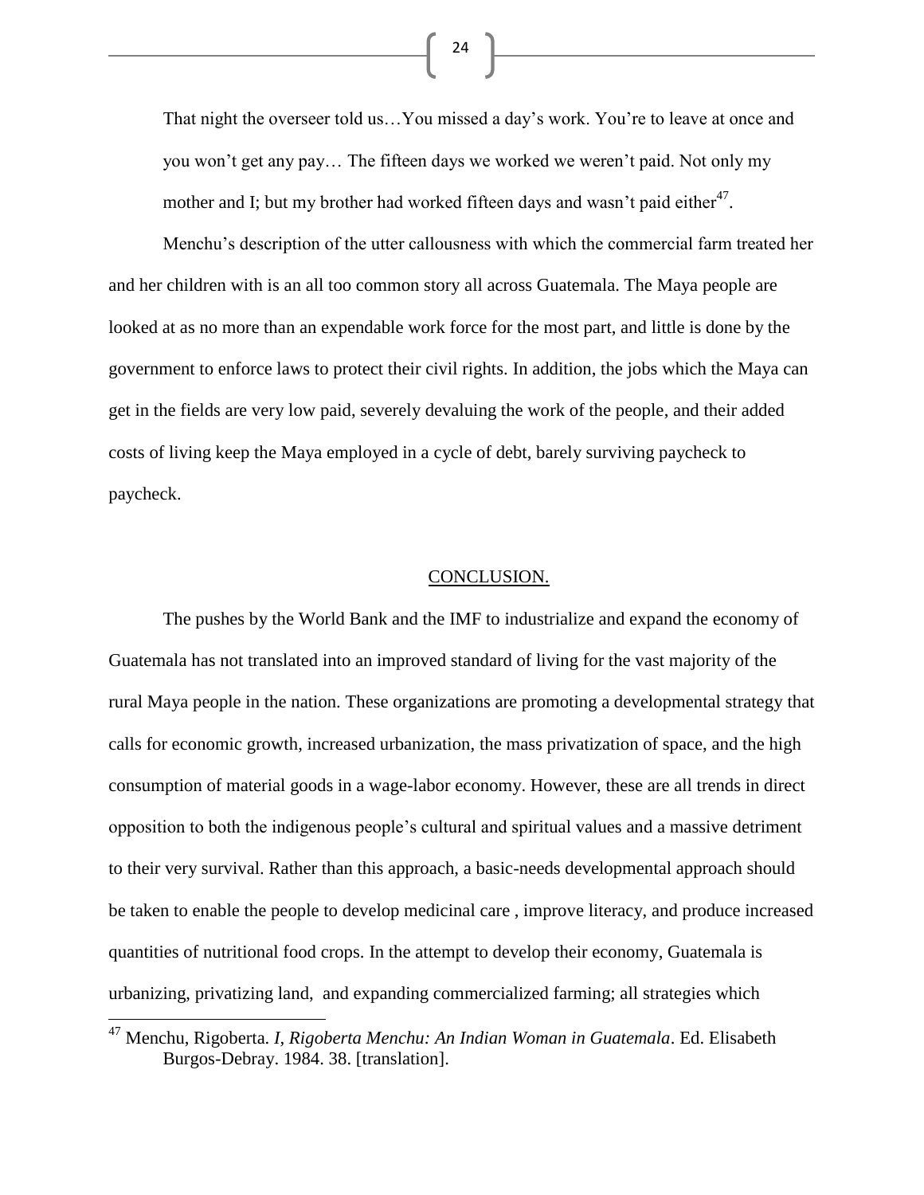> That night the overseer told us…You missed a day's work. You're to leave at once and you won't get any pay… The fifteen days we worked we weren't paid. Not only my mother and I; but my brother had worked fifteen days and wasn't paid either[47].

Menchu's description of the utter callousness with which the commercial farm treated her and her children with is an all too common story all across Guatemala. The Maya people are looked at as no more than an expendable work force for the most part, and little is done by the government to enforce laws to protect their civil rights. In addition, the jobs which the Maya can get in the fields are very low paid, severely devaluing the work of the people, and their added costs of living keep the Maya employed in a cycle of debt, barely surviving paycheck to paycheck.

## CONCLUSION.

The pushes by the World Bank and the IMF to industrialize and expand the economy of Guatemala has not translated into an improved standard of living for the vast majority of the rural Maya people in the nation. These organizations are promoting a developmental strategy that calls for economic growth, increased urbanization, the mass privatization of space, and the high consumption of material goods in a wage-labor economy. However, these are all trends in direct opposition to both the indigenous people's cultural and spiritual values and a massive detriment to their very survival. Rather than this approach, a basic-needs developmental approach should be taken to enable the people to develop medicinal care , improve literacy, and produce increased quantities of nutritional food crops. In the attempt to develop their economy, Guatemala is urbanizing, privatizing land, and expanding commercialized farming; all strategies which

---

[47] Menchu, Rigoberta. *I, Rigoberta Menchu: An Indian Woman in Guatemala*. Ed. Elisabeth Burgos-Debray. 1984. 38. [translation].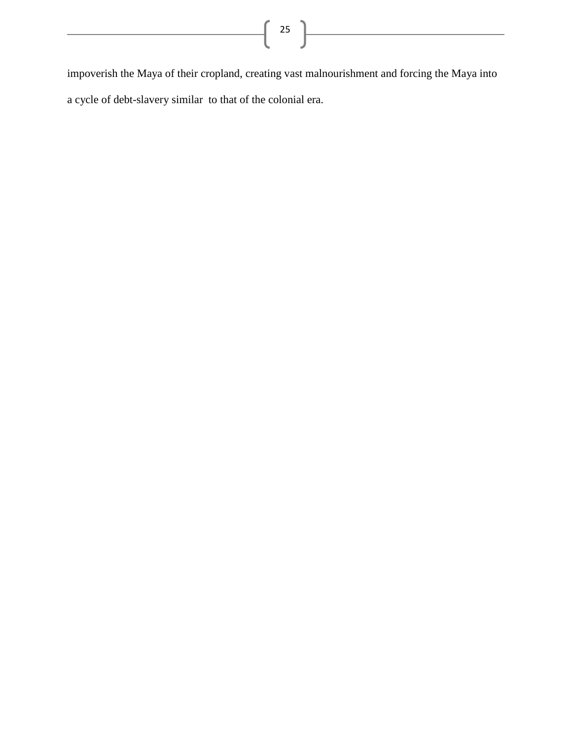impoverish the Maya of their cropland, creating vast malnourishment and forcing the Maya into a cycle of debt-slavery similar to that of the colonial era.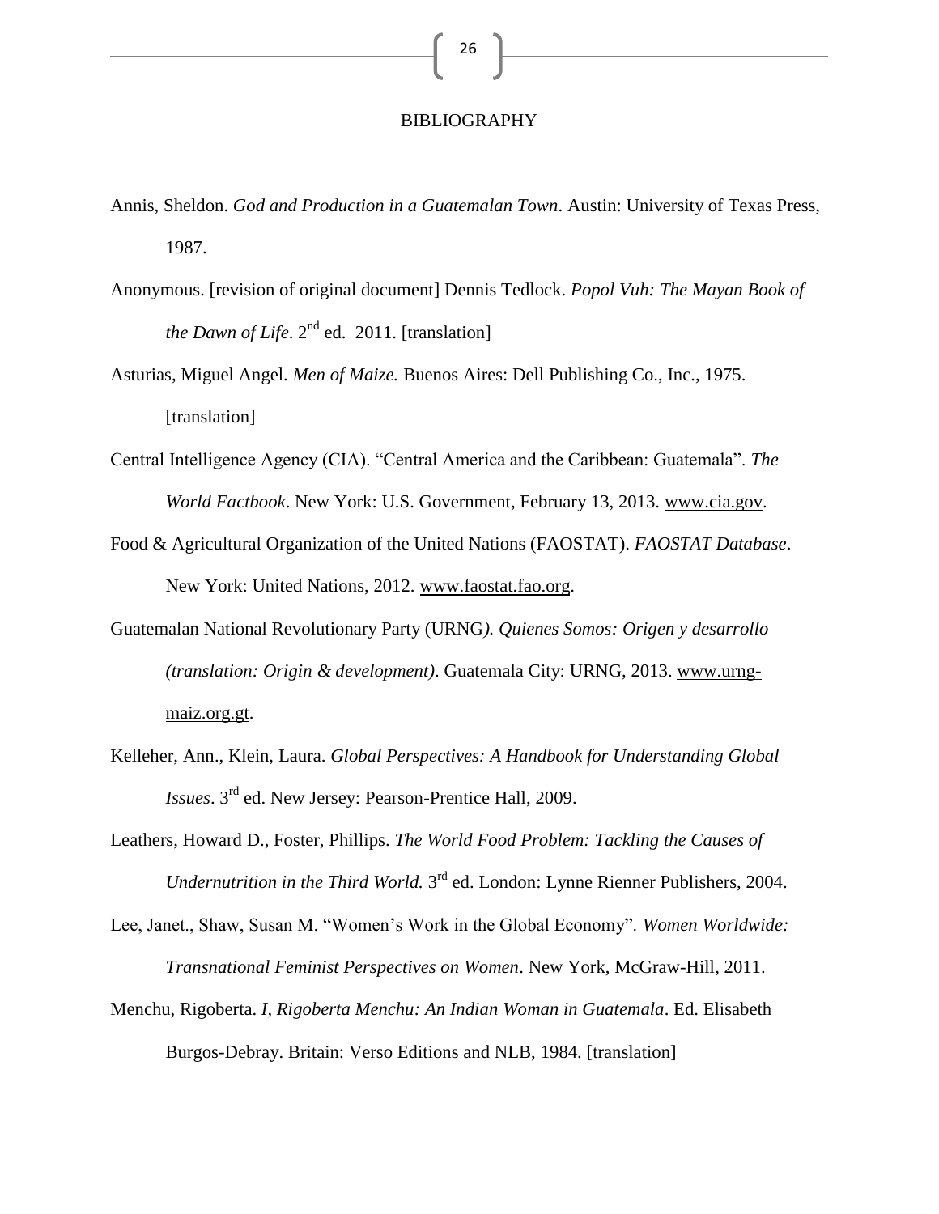## BIBLIOGRAPHY

Annis, Sheldon. *God and Production in a Guatemalan Town*. Austin: University of Texas Press, 1987.

Anonymous. [revision of original document] Dennis Tedlock. *Popol Vuh: The Mayan Book of the Dawn of Life*. 2nd ed. 2011. [translation]

Asturias, Miguel Angel. *Men of Maize.* Buenos Aires: Dell Publishing Co., Inc., 1975. [translation]

Central Intelligence Agency (CIA). "Central America and the Caribbean: Guatemala". *The World Factbook*. New York: U.S. Government, February 13, 2013. www.cia.gov.

Food & Agricultural Organization of the United Nations (FAOSTAT). *FAOSTAT Database*. New York: United Nations, 2012. www.faostat.fao.org.

Guatemalan National Revolutionary Party (URNG*). Quienes Somos: Origen y desarrollo (translation: Origin & development)*. Guatemala City: URNG, 2013. www.urng-maiz.org.gt.

Kelleher, Ann., Klein, Laura. *Global Perspectives: A Handbook for Understanding Global Issues*. 3rd ed. New Jersey: Pearson-Prentice Hall, 2009.

Leathers, Howard D., Foster, Phillips. *The World Food Problem: Tackling the Causes of Undernutrition in the Third World.* 3rd ed. London: Lynne Rienner Publishers, 2004.

Lee, Janet., Shaw, Susan M. "Women's Work in the Global Economy". *Women Worldwide: Transnational Feminist Perspectives on Women*. New York, McGraw-Hill, 2011.

Menchu, Rigoberta. *I, Rigoberta Menchu: An Indian Woman in Guatemala*. Ed. Elisabeth Burgos-Debray. Britain: Verso Editions and NLB, 1984. [translation]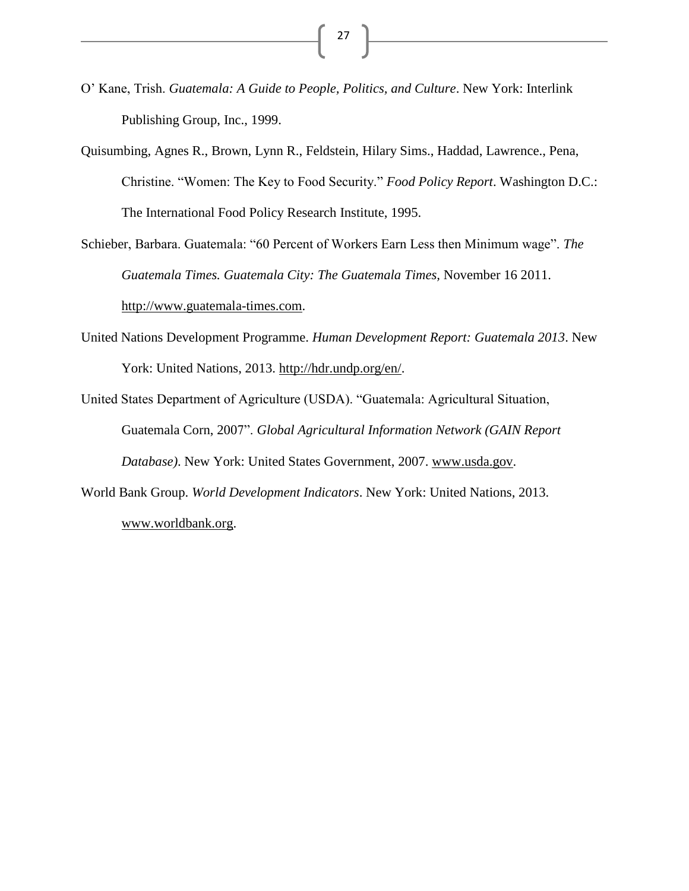O' Kane, Trish. *Guatemala: A Guide to People, Politics, and Culture*. New York: Interlink Publishing Group, Inc., 1999.

Quisumbing, Agnes R., Brown, Lynn R., Feldstein, Hilary Sims., Haddad, Lawrence., Pena, Christine. "Women: The Key to Food Security." *Food Policy Report*. Washington D.C.: The International Food Policy Research Institute, 1995.

Schieber, Barbara. Guatemala: "60 Percent of Workers Earn Less then Minimum wage". *The Guatemala Times. Guatemala City: The Guatemala Times,* November 16 2011. http://www.guatemala-times.com.

United Nations Development Programme. *Human Development Report: Guatemala 2013*. New York: United Nations, 2013. http://hdr.undp.org/en/.

United States Department of Agriculture (USDA). "Guatemala: Agricultural Situation, Guatemala Corn, 2007". *Global Agricultural Information Network (GAIN Report Database)*. New York: United States Government, 2007. www.usda.gov.

World Bank Group. *World Development Indicators*. New York: United Nations, 2013. www.worldbank.org.